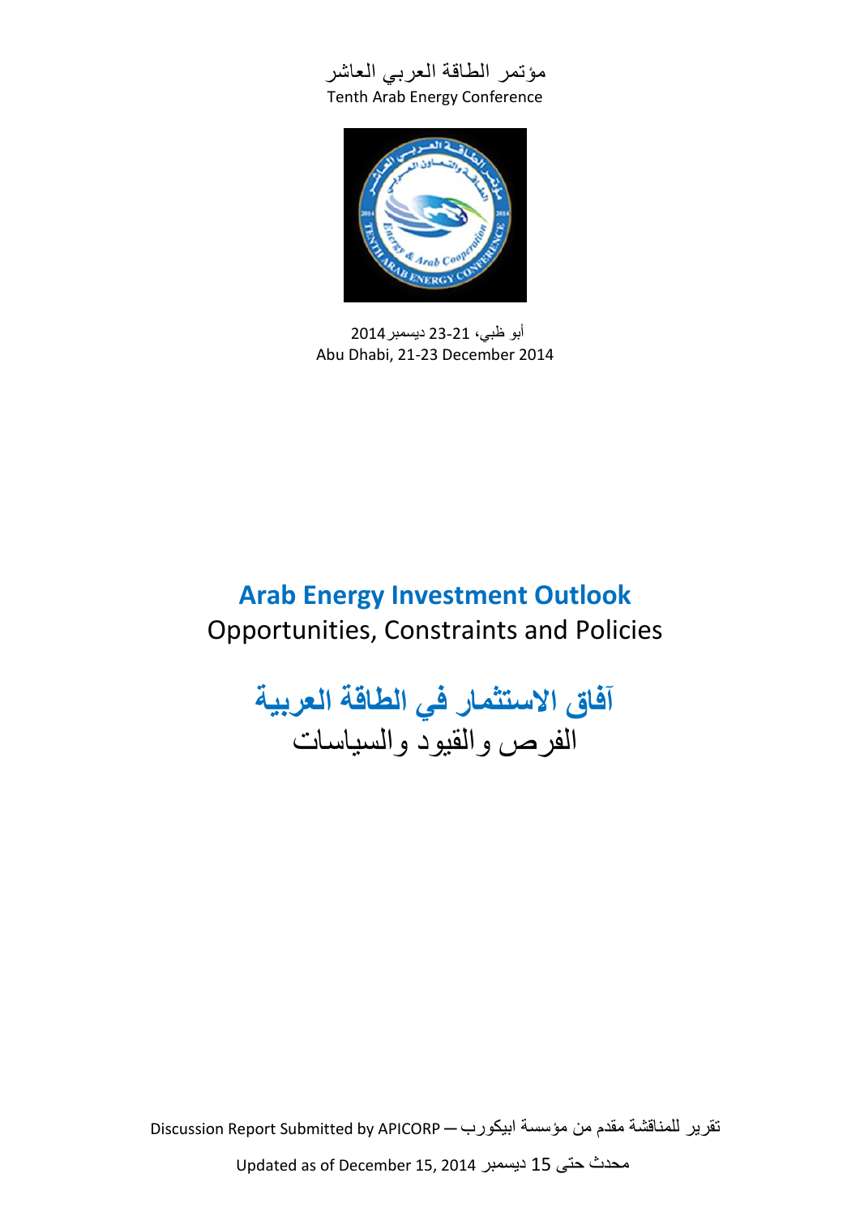مؤتمر الطاقة العربي العاشر
Tenth Arab Energy Conference

أبو ظبي، 21-23 ديسمبر 2014
Abu Dhabi, 21-23 December 2014

# Arab Energy Investment Outlook

## Opportunities, Constraints and Policies

# آفاق الاستثمار في الطاقة العربية

## الفرص والقيود والسياسات

Discussion Report Submitted by APICORP — تقرير للمناقشة مقدم من مؤسسة ابيكورب

Updated as of December 15, 2014 محدث حتى 15 ديسمبر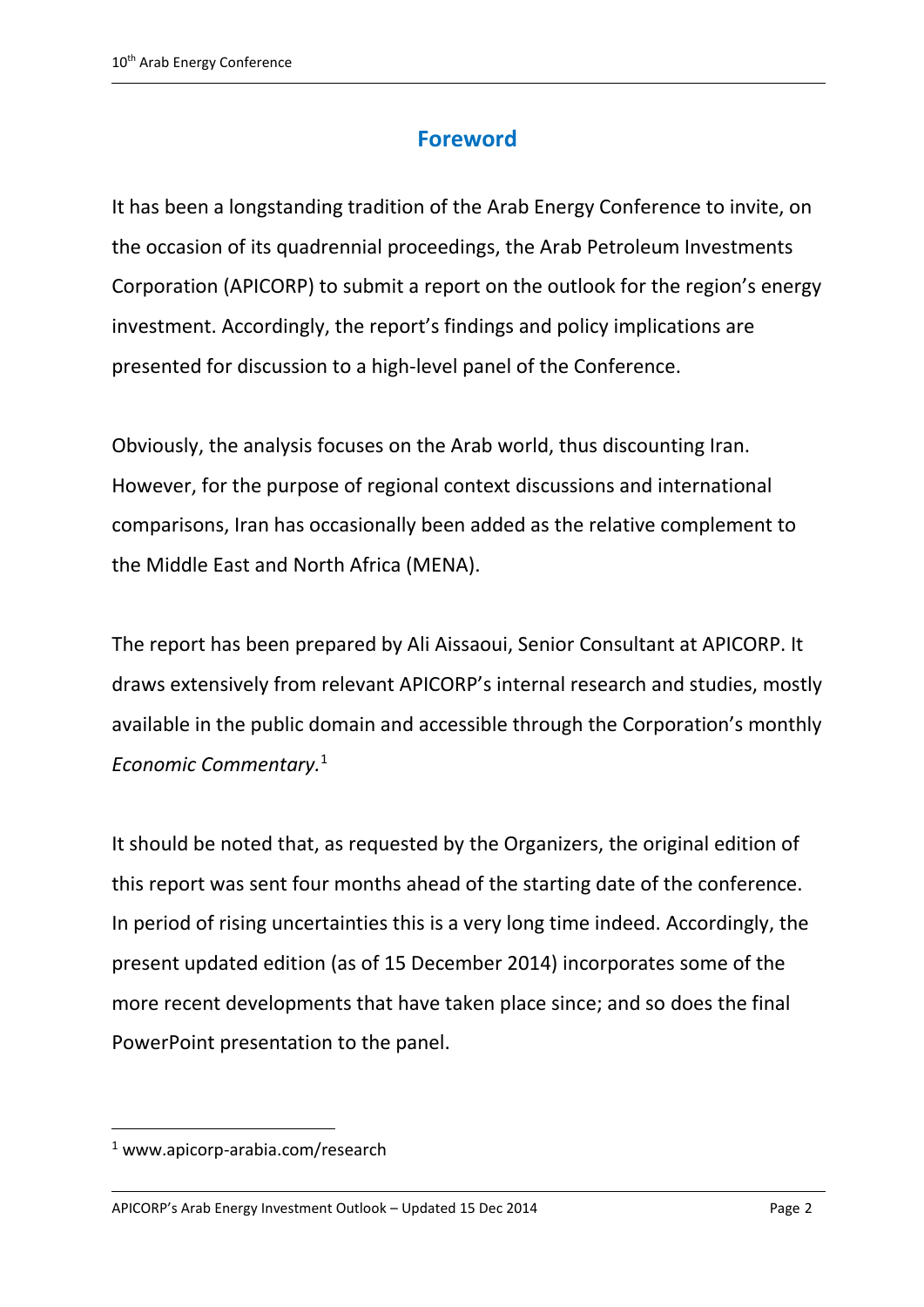# Foreword

It has been a longstanding tradition of the Arab Energy Conference to invite, on the occasion of its quadrennial proceedings, the Arab Petroleum Investments Corporation (APICORP) to submit a report on the outlook for the region's energy investment. Accordingly, the report's findings and policy implications are presented for discussion to a high-level panel of the Conference.

Obviously, the analysis focuses on the Arab world, thus discounting Iran. However, for the purpose of regional context discussions and international comparisons, Iran has occasionally been added as the relative complement to the Middle East and North Africa (MENA).

The report has been prepared by Ali Aissaoui, Senior Consultant at APICORP. It draws extensively from relevant APICORP's internal research and studies, mostly available in the public domain and accessible through the Corporation's monthly *Economic Commentary.*[1]

It should be noted that, as requested by the Organizers, the original edition of this report was sent four months ahead of the starting date of the conference. In period of rising uncertainties this is a very long time indeed. Accordingly, the present updated edition (as of 15 December 2014) incorporates some of the more recent developments that have taken place since; and so does the final PowerPoint presentation to the panel.

[1] www.apicorp-arabia.com/research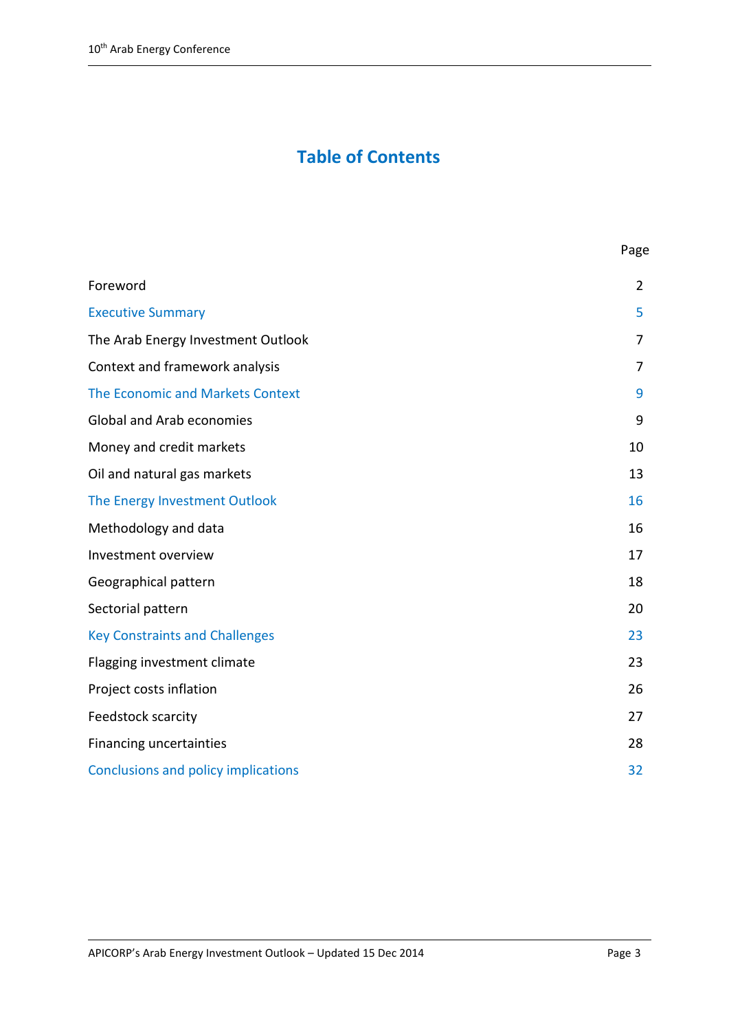# Table of Contents

| | Page |
|---|---|
| Foreword | 2 |
| Executive Summary | 5 |
| The Arab Energy Investment Outlook | 7 |
| Context and framework analysis | 7 |
| The Economic and Markets Context | 9 |
| Global and Arab economies | 9 |
| Money and credit markets | 10 |
| Oil and natural gas markets | 13 |
| The Energy Investment Outlook | 16 |
| Methodology and data | 16 |
| Investment overview | 17 |
| Geographical pattern | 18 |
| Sectorial pattern | 20 |
| Key Constraints and Challenges | 23 |
| Flagging investment climate | 23 |
| Project costs inflation | 26 |
| Feedstock scarcity | 27 |
| Financing uncertainties | 28 |
| Conclusions and policy implications | 32 |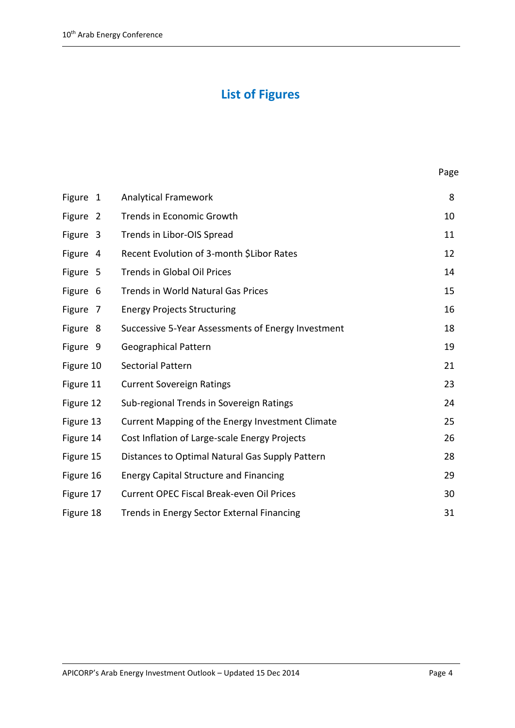# List of Figures

| | | Page |
|---|---|---|
| Figure 1 | Analytical Framework | 8 |
| Figure 2 | Trends in Economic Growth | 10 |
| Figure 3 | Trends in Libor-OIS Spread | 11 |
| Figure 4 | Recent Evolution of 3-month $Libor Rates | 12 |
| Figure 5 | Trends in Global Oil Prices | 14 |
| Figure 6 | Trends in World Natural Gas Prices | 15 |
| Figure 7 | Energy Projects Structuring | 16 |
| Figure 8 | Successive 5-Year Assessments of Energy Investment | 18 |
| Figure 9 | Geographical Pattern | 19 |
| Figure 10 | Sectorial Pattern | 21 |
| Figure 11 | Current Sovereign Ratings | 23 |
| Figure 12 | Sub-regional Trends in Sovereign Ratings | 24 |
| Figure 13 | Current Mapping of the Energy Investment Climate | 25 |
| Figure 14 | Cost Inflation of Large-scale Energy Projects | 26 |
| Figure 15 | Distances to Optimal Natural Gas Supply Pattern | 28 |
| Figure 16 | Energy Capital Structure and Financing | 29 |
| Figure 17 | Current OPEC Fiscal Break-even Oil Prices | 30 |
| Figure 18 | Trends in Energy Sector External Financing | 31 |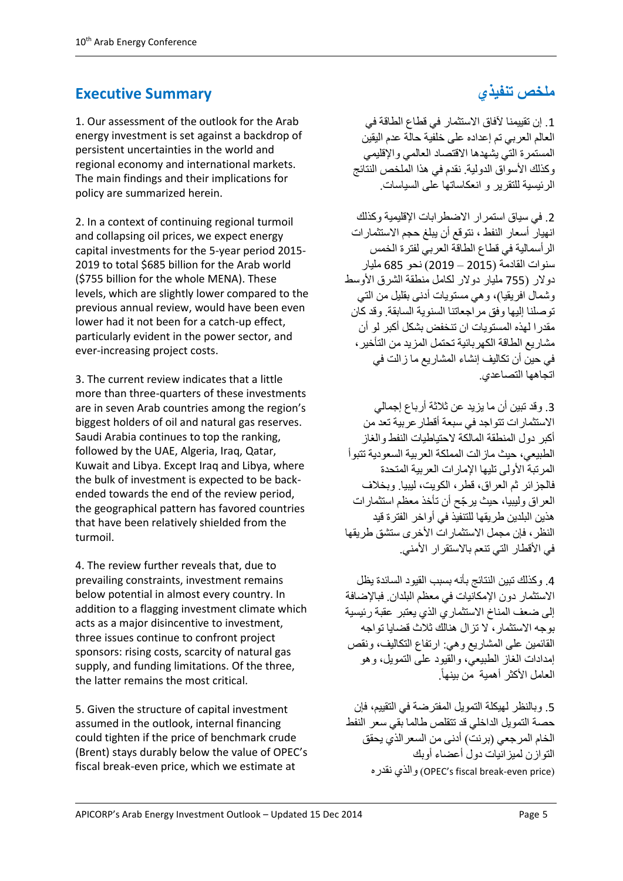## Executive Summary

1. Our assessment of the outlook for the Arab energy investment is set against a backdrop of persistent uncertainties in the world and regional economy and international markets. The main findings and their implications for policy are summarized herein.

2. In a context of continuing regional turmoil and collapsing oil prices, we expect energy capital investments for the 5-year period 2015-2019 to total $685 billion for the Arab world ($755 billion for the whole MENA). These levels, which are slightly lower compared to the previous annual review, would have been even lower had it not been for a catch-up effect, particularly evident in the power sector, and ever-increasing project costs.

3. The current review indicates that a little more than three-quarters of these investments are in seven Arab countries among the region's biggest holders of oil and natural gas reserves. Saudi Arabia continues to top the ranking, followed by the UAE, Algeria, Iraq, Qatar, Kuwait and Libya. Except Iraq and Libya, where the bulk of investment is expected to be back-ended towards the end of the review period, the geographical pattern has favored countries that have been relatively shielded from the turmoil.

4. The review further reveals that, due to prevailing constraints, investment remains below potential in almost every country. In addition to a flagging investment climate which acts as a major disincentive to investment, three issues continue to confront project sponsors: rising costs, scarcity of natural gas supply, and funding limitations. Of the three, the latter remains the most critical.

5. Given the structure of capital investment assumed in the outlook, internal financing could tighten if the price of benchmark crude (Brent) stays durably below the value of OPEC's fiscal break-even price, which we estimate at

## ملخص تنفيذي

1. إن تقييمنا لآفاق الاستثمار في قطاع الطاقة في العالم العربي تم إعداده على خلفية حالة عدم اليقين المستمرة التي يشهدها الاقتصاد العالمي والإقليمي وكذلك الأسواق الدولية. نقدم في هذا الملخص النتائج الرئيسية للتقرير و انعكاساتها على السياسات.

2. في سياق استمرار الاضطرابات الإقليمية وكذلك انهيار أسعار النفط ، نتوقع أن يبلغ حجم الاستثمارات الرأسمالية في قطاع الطاقة العربي لفترة الخمس سنوات القادمة (2015 – 2019) نحو 685 مليار دولار (755 مليار دولار لكامل منطقة الشرق الأوسط وشمال افريقيا)، وهي مستويات أدنى بقليل من التي توصلنا إليها وفق مراجعاتنا السنوية السابقة. وقد كان مقدرا لهذه المستويات ان تنخفض بشكل أكبر لو أن مشاريع الطاقة الكهربائية تحتمل المزيد من التأخير، في حين أن تكاليف إنشاء المشاريع ما زالت في اتجاهها التصاعدي.

3. وقد تبين أن ما يزيد عن ثلاثة أرباع إجمالي الاستثمارات تتواجد في سبعة أقطار عربية تعد من أكبر دول المنطقة المالكة لاحتياطيات النفط والغاز الطبيعي، حيث مازالت المملكة العربية السعودية تتبوأ المرتبة الأولى تليها الإمارات العربية المتحدة فالجزائر ثم العراق، قطر، الكويت، ليبيا. وبخلاف العراق وليبيا، حيث يرجّح أن تأخذ معظم استثمارات هذين البلدين طريقها للتنفيذ في أواخر الفترة قيد النظر، فإن مجمل الاستثمارات الأخرى ستشق طريقها في الأقطار التي تنعم بالاستقرار الأمني.

4. وكذلك تبين النتائج بأنه بسبب القيود السائدة يظل الاستثمار دون الإمكانيات في معظم البلدان. فبالإضافة إلى ضعف المناخ الاستثماري الذي يعتبر عقبة رئيسية بوجه الاستثمار، لا تزال هنالك ثلاث قضايا تواجه القائمين على المشاريع وهي: ارتفاع التكاليف، ونقص إمدادات الغاز الطبيعي، والقيود على التمويل، وهو العامل الأكثر أهمية من بينها.

5. وبالنظر لهيكلة التمويل المفترضة في التقييم، فإن حصة التمويل الداخلي قد تتقلص طالما بقي سعر النفط الخام المرجعي (برنت) أدنى من السعرالذي يحقق التوازن لميزانيات دول أعضاء أوبك (OPEC's fiscal break-even price) والذي نقدره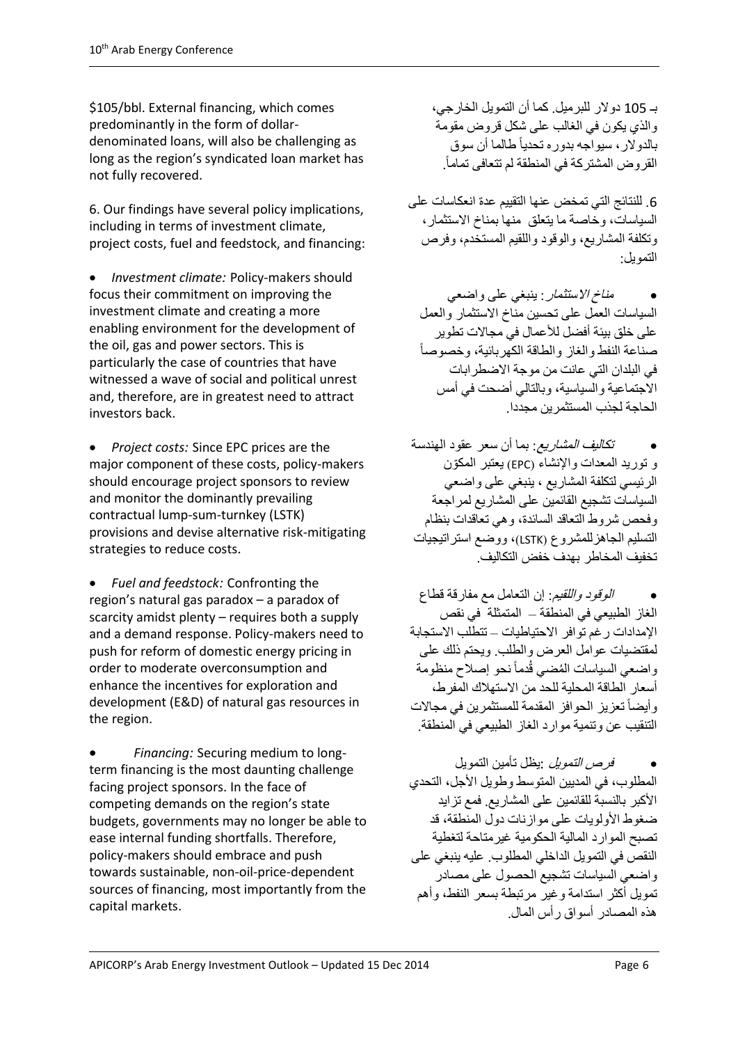$105/bbl. External financing, which comes predominantly in the form of dollar-denominated loans, will also be challenging as long as the region's syndicated loan market has not fully recovered.

6. Our findings have several policy implications, including in terms of investment climate, project costs, fuel and feedstock, and financing:

- *Investment climate:* Policy-makers should focus their commitment on improving the investment climate and creating a more enabling environment for the development of the oil, gas and power sectors. This is particularly the case of countries that have witnessed a wave of social and political unrest and, therefore, are in greatest need to attract investors back.

- *Project costs:* Since EPC prices are the major component of these costs, policy-makers should encourage project sponsors to review and monitor the dominantly prevailing contractual lump-sum-turnkey (LSTK) provisions and devise alternative risk-mitigating strategies to reduce costs.

- *Fuel and feedstock:* Confronting the region's natural gas paradox – a paradox of scarcity amidst plenty – requires both a supply and a demand response. Policy-makers need to push for reform of domestic energy pricing in order to moderate overconsumption and enhance the incentives for exploration and development (E&D) of natural gas resources in the region.

- *Financing:* Securing medium to long-term financing is the most daunting challenge facing project sponsors. In the face of competing demands on the region's state budgets, governments may no longer be able to ease internal funding shortfalls. Therefore, policy-makers should embrace and push towards sustainable, non-oil-price-dependent sources of financing, most importantly from the capital markets.

بـ 105 دولار للبرميل. كما أن التمويل الخارجي، والذي يكون في الغالب على شكل قروض مقومة بالدولار، سيواجه بدوره تحدياً طالما أن سوق القروض المشتركة في المنطقة لم تتعافى تماماً.

6. للنتائج التي تمخض عنها التقييم عدة انعكاسات على السياسات، وخاصة ما يتعلق منها بمناخ الاستثمار، وتكلفة المشاريع، والوقود واللقيم المستخدم، وفرص التمويل:

- *مناخ الاستثمار*: ينبغي على واضعي السياسات العمل على تحسين مناخ الاستثمار والعمل على خلق بيئة أفضل للأعمال في مجالات تطوير صناعة النفط والغاز والطاقة الكهربائية، وخصوصاً في البلدان التي عانت من موجة الاضطرابات الاجتماعية والسياسية، وبالتالي أضحت في أمس الحاجة لجذب المستثمرين مجدداً.

- *تكاليف المشاريع*: بما أن سعر عقود الهندسة و توريد المعدات والإنشاء (EPC) يعتبر المكوّن الرئيسي لتكلفة المشاريع ، ينبغي على واضعي السياسات تشجيع القائمين على المشاريع لمراجعة وفحص شروط التعاقد السائدة، وهي تعاقدات بنظام التسليم الجاهزللمشروع (LSTK)، ووضع استراتيجيات تخفيف المخاطر بهدف خفض التكاليف.

- *الوقود واللقيم*: إن التعامل مع مفارقة قطاع الغاز الطبيعي في المنطقة – المتمثلة في نقص الإمدادات رغم توافر الاحتياطيات – تتطلب الاستجابة لمقتضيات عوامل العرض والطلب. ويحتم ذلك على واضعي السياسات المُضي قُدماً نحو إصلاح منظومة أسعار الطاقة المحلية للحد من الاستهلاك المفرط، وأيضاً تعزيز الحوافز المقدمة للمستثمرين في مجالات التنقيب عن وتنمية موارد الغاز الطبيعي في المنطقة.

- *فرص التمويل* :يظل تأمين التمويل المطلوب، في المديين المتوسط وطويل الأجل، التحدي الأكبر بالنسبة للقائمين على المشاريع. فمع تزايد ضغوط الأولويات على موازنات دول المنطقة، قد تصبح الموارد المالية الحكومية غيرمتاحة لتغطية النقص في التمويل الداخلي المطلوب. عليه ينبغي على واضعي السياسات تشجيع الحصول على مصادر تمويل أكثر استدامة وغير مرتبطة بسعر النفط، وأهم هذه المصادر أسواق رأس المال.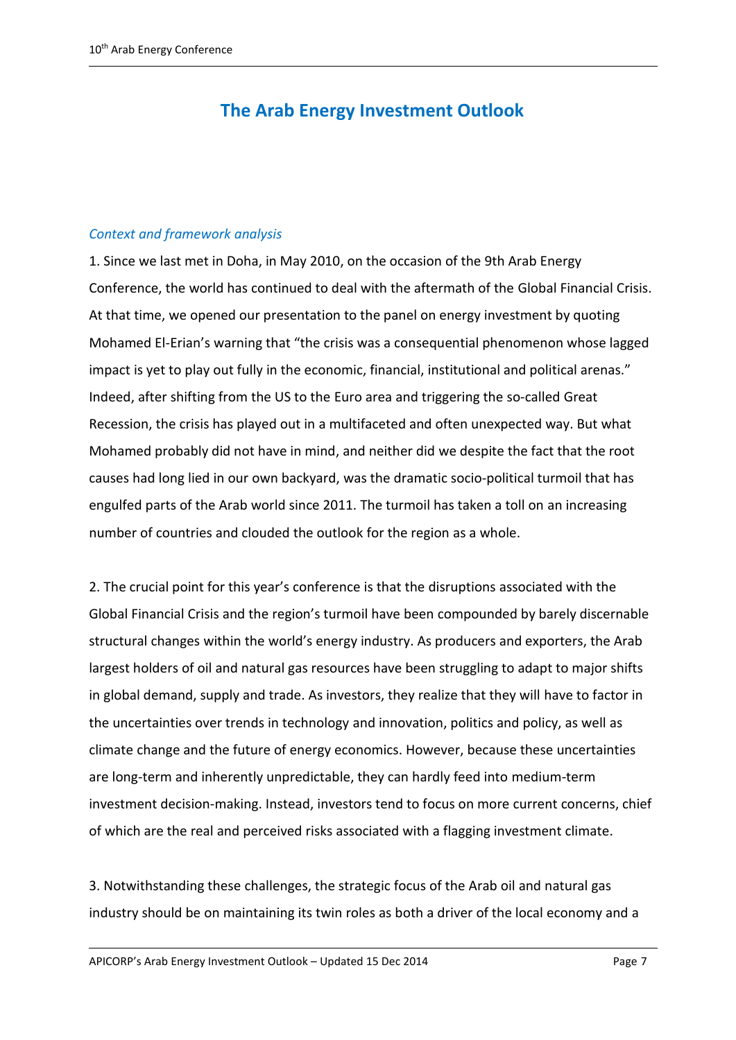# The Arab Energy Investment Outlook

*Context and framework analysis*

1. Since we last met in Doha, in May 2010, on the occasion of the 9th Arab Energy Conference, the world has continued to deal with the aftermath of the Global Financial Crisis. At that time, we opened our presentation to the panel on energy investment by quoting Mohamed El-Erian's warning that "the crisis was a consequential phenomenon whose lagged impact is yet to play out fully in the economic, financial, institutional and political arenas." Indeed, after shifting from the US to the Euro area and triggering the so-called Great Recession, the crisis has played out in a multifaceted and often unexpected way. But what Mohamed probably did not have in mind, and neither did we despite the fact that the root causes had long lied in our own backyard, was the dramatic socio-political turmoil that has engulfed parts of the Arab world since 2011. The turmoil has taken a toll on an increasing number of countries and clouded the outlook for the region as a whole.

2. The crucial point for this year's conference is that the disruptions associated with the Global Financial Crisis and the region's turmoil have been compounded by barely discernable structural changes within the world's energy industry. As producers and exporters, the Arab largest holders of oil and natural gas resources have been struggling to adapt to major shifts in global demand, supply and trade. As investors, they realize that they will have to factor in the uncertainties over trends in technology and innovation, politics and policy, as well as climate change and the future of energy economics. However, because these uncertainties are long-term and inherently unpredictable, they can hardly feed into medium-term investment decision-making. Instead, investors tend to focus on more current concerns, chief of which are the real and perceived risks associated with a flagging investment climate.

3. Notwithstanding these challenges, the strategic focus of the Arab oil and natural gas industry should be on maintaining its twin roles as both a driver of the local economy and a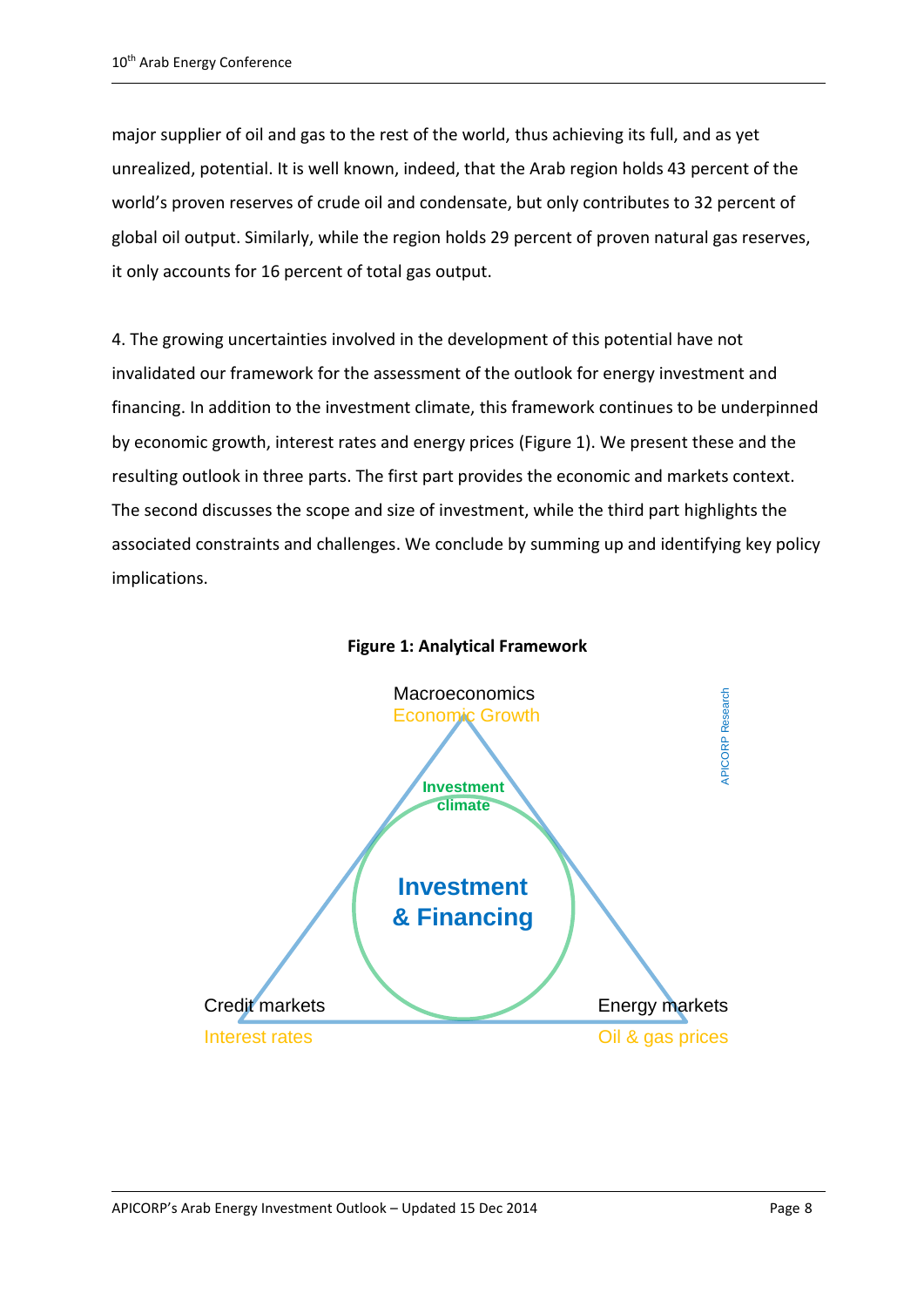major supplier of oil and gas to the rest of the world, thus achieving its full, and as yet unrealized, potential. It is well known, indeed, that the Arab region holds 43 percent of the world's proven reserves of crude oil and condensate, but only contributes to 32 percent of global oil output. Similarly, while the region holds 29 percent of proven natural gas reserves, it only accounts for 16 percent of total gas output.

4. The growing uncertainties involved in the development of this potential have not invalidated our framework for the assessment of the outlook for energy investment and financing. In addition to the investment climate, this framework continues to be underpinned by economic growth, interest rates and energy prices (Figure 1). We present these and the resulting outlook in three parts. The first part provides the economic and markets context. The second discusses the scope and size of investment, while the third part highlights the associated constraints and challenges. We conclude by summing up and identifying key policy implications.

**Figure 1: Analytical Framework**

Macroeconomics
Economic Growth

Investment climate

Investment & Financing

Credit markets
Interest rates

Energy markets
Oil & gas prices

APICORP Research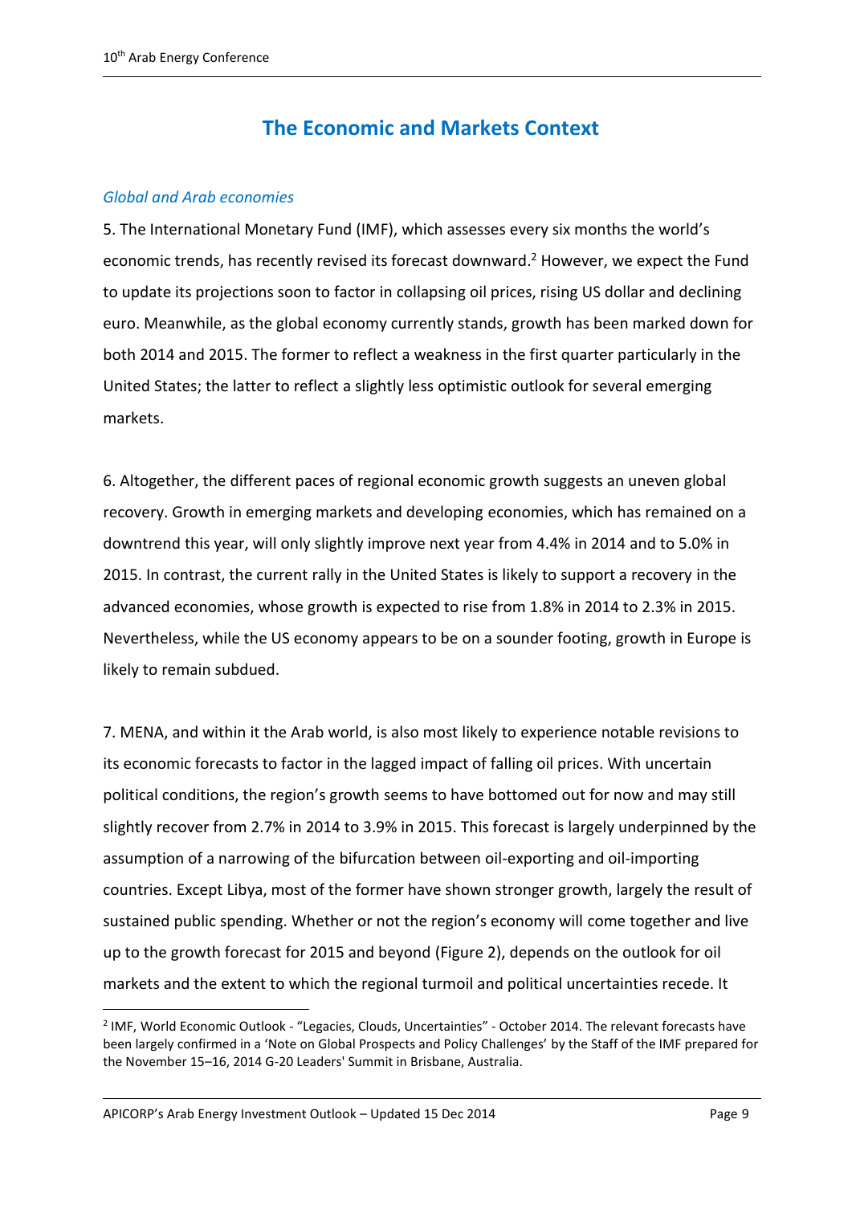## The Economic and Markets Context

### *Global and Arab economies*

5. The International Monetary Fund (IMF), which assesses every six months the world's economic trends, has recently revised its forecast downward.[2] However, we expect the Fund to update its projections soon to factor in collapsing oil prices, rising US dollar and declining euro. Meanwhile, as the global economy currently stands, growth has been marked down for both 2014 and 2015. The former to reflect a weakness in the first quarter particularly in the United States; the latter to reflect a slightly less optimistic outlook for several emerging markets.

6. Altogether, the different paces of regional economic growth suggests an uneven global recovery. Growth in emerging markets and developing economies, which has remained on a downtrend this year, will only slightly improve next year from 4.4% in 2014 and to 5.0% in 2015. In contrast, the current rally in the United States is likely to support a recovery in the advanced economies, whose growth is expected to rise from 1.8% in 2014 to 2.3% in 2015. Nevertheless, while the US economy appears to be on a sounder footing, growth in Europe is likely to remain subdued.

7. MENA, and within it the Arab world, is also most likely to experience notable revisions to its economic forecasts to factor in the lagged impact of falling oil prices. With uncertain political conditions, the region's growth seems to have bottomed out for now and may still slightly recover from 2.7% in 2014 to 3.9% in 2015. This forecast is largely underpinned by the assumption of a narrowing of the bifurcation between oil-exporting and oil-importing countries. Except Libya, most of the former have shown stronger growth, largely the result of sustained public spending. Whether or not the region's economy will come together and live up to the growth forecast for 2015 and beyond (Figure 2), depends on the outlook for oil markets and the extent to which the regional turmoil and political uncertainties recede. It

[2] IMF, World Economic Outlook - "Legacies, Clouds, Uncertainties" - October 2014. The relevant forecasts have been largely confirmed in a 'Note on Global Prospects and Policy Challenges' by the Staff of the IMF prepared for the November 15–16, 2014 G-20 Leaders' Summit in Brisbane, Australia.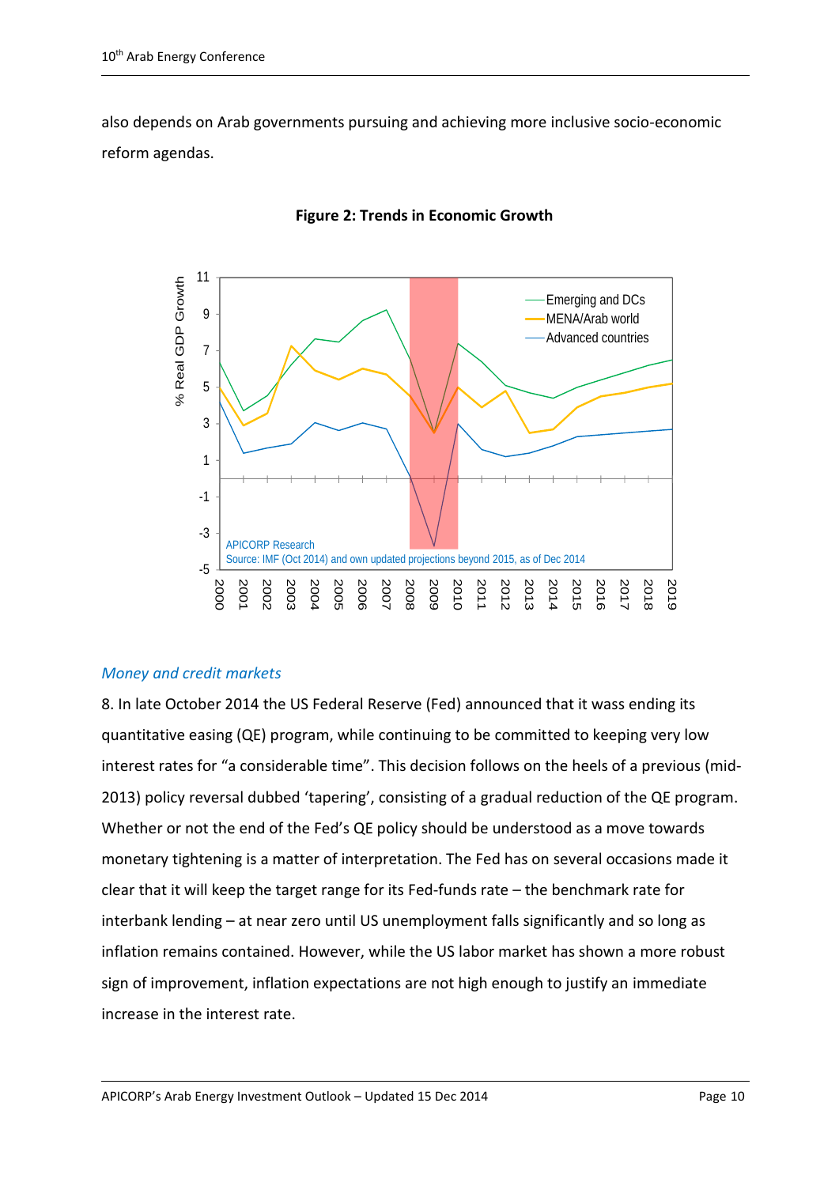also depends on Arab governments pursuing and achieving more inclusive socio-economic reform agendas.

**Figure 2: Trends in Economic Growth**

*Money and credit markets*

8. In late October 2014 the US Federal Reserve (Fed) announced that it wass ending its quantitative easing (QE) program, while continuing to be committed to keeping very low interest rates for “a considerable time”. This decision follows on the heels of a previous (mid-2013) policy reversal dubbed ‘tapering’, consisting of a gradual reduction of the QE program. Whether or not the end of the Fed’s QE policy should be understood as a move towards monetary tightening is a matter of interpretation. The Fed has on several occasions made it clear that it will keep the target range for its Fed-funds rate – the benchmark rate for interbank lending – at near zero until US unemployment falls significantly and so long as inflation remains contained. However, while the US labor market has shown a more robust sign of improvement, inflation expectations are not high enough to justify an immediate increase in the interest rate.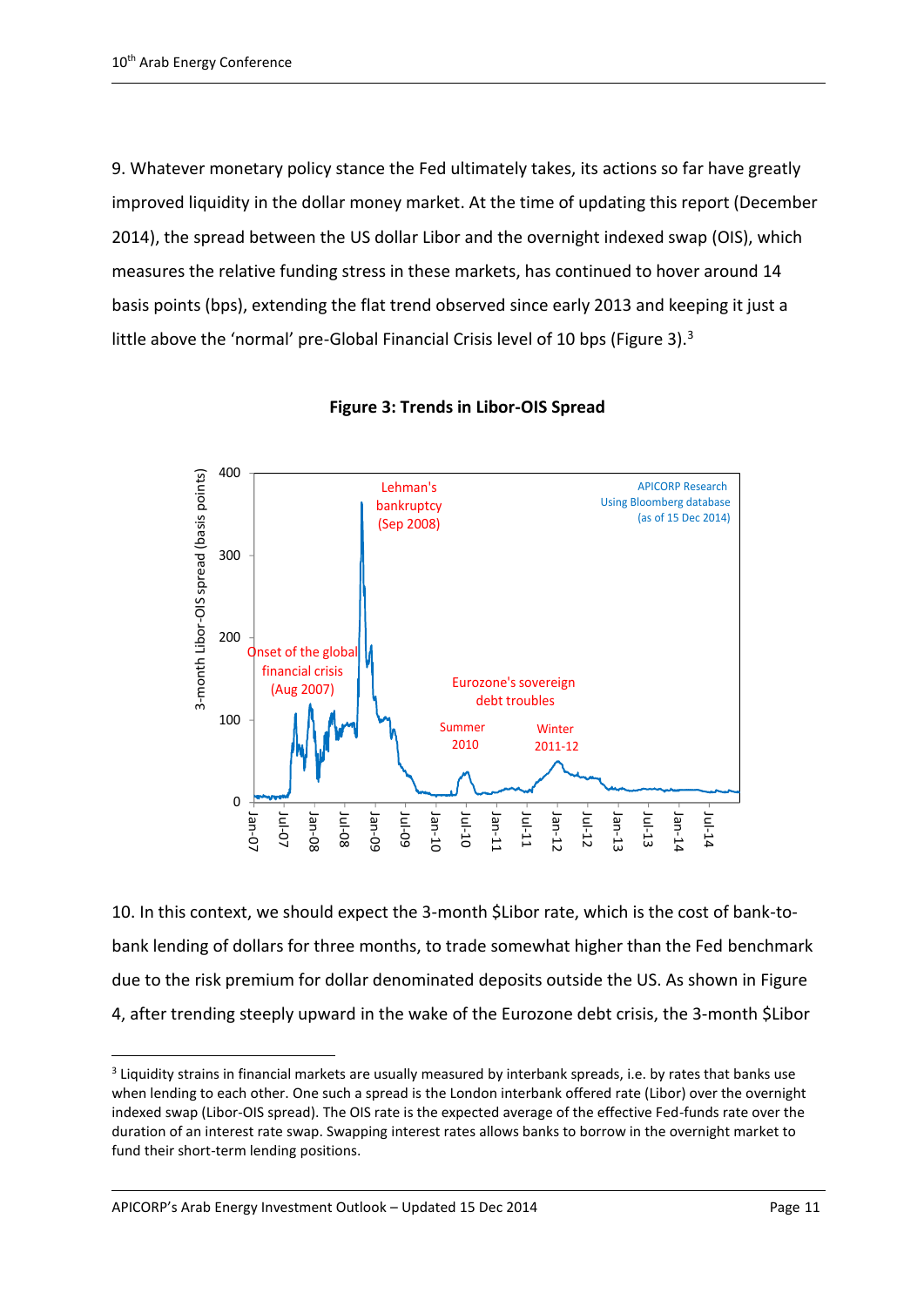9. Whatever monetary policy stance the Fed ultimately takes, its actions so far have greatly improved liquidity in the dollar money market. At the time of updating this report (December 2014), the spread between the US dollar Libor and the overnight indexed swap (OIS), which measures the relative funding stress in these markets, has continued to hover around 14 basis points (bps), extending the flat trend observed since early 2013 and keeping it just a little above the 'normal' pre-Global Financial Crisis level of 10 bps (Figure 3).[3]

**Figure 3: Trends in Libor-OIS Spread**

10. In this context, we should expect the 3-month $Libor rate, which is the cost of bank-to-bank lending of dollars for three months, to trade somewhat higher than the Fed benchmark due to the risk premium for dollar denominated deposits outside the US. As shown in Figure 4, after trending steeply upward in the wake of the Eurozone debt crisis, the 3-month $Libor

---

[3] Liquidity strains in financial markets are usually measured by interbank spreads, i.e. by rates that banks use when lending to each other. One such a spread is the London interbank offered rate (Libor) over the overnight indexed swap (Libor-OIS spread). The OIS rate is the expected average of the effective Fed-funds rate over the duration of an interest rate swap. Swapping interest rates allows banks to borrow in the overnight market to fund their short-term lending positions.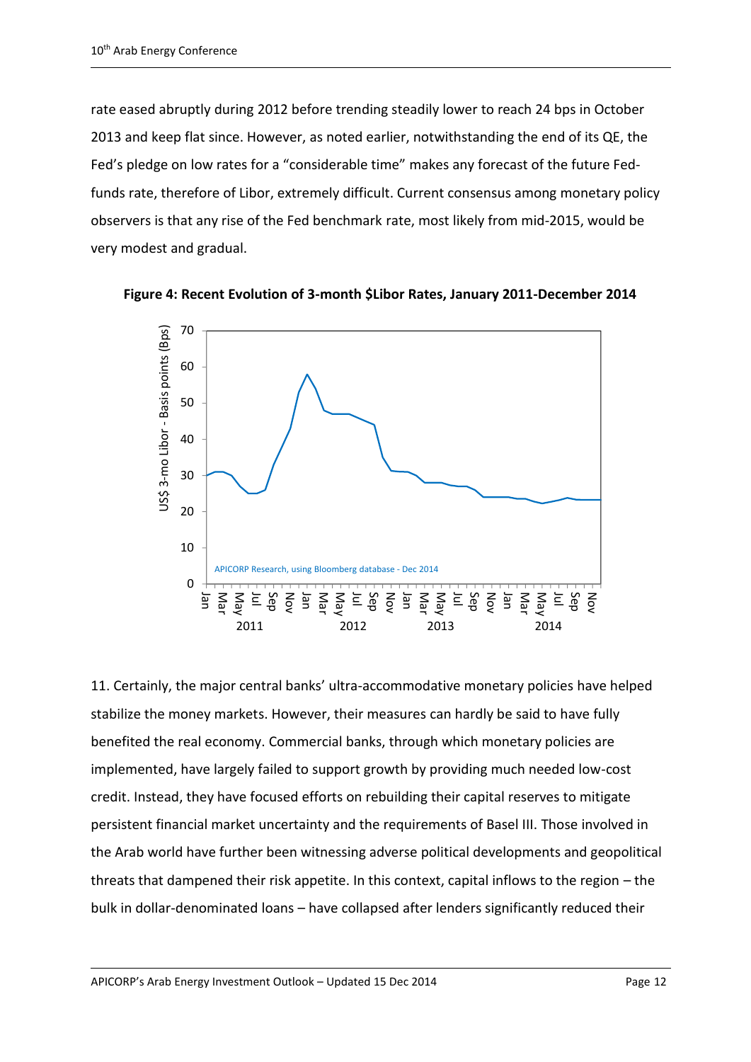rate eased abruptly during 2012 before trending steadily lower to reach 24 bps in October 2013 and keep flat since. However, as noted earlier, notwithstanding the end of its QE, the Fed's pledge on low rates for a "considerable time" makes any forecast of the future Fed-funds rate, therefore of Libor, extremely difficult. Current consensus among monetary policy observers is that any rise of the Fed benchmark rate, most likely from mid-2015, would be very modest and gradual.

**Figure 4: Recent Evolution of 3-month $Libor Rates, January 2011-December 2014**

11. Certainly, the major central banks' ultra-accommodative monetary policies have helped stabilize the money markets. However, their measures can hardly be said to have fully benefited the real economy. Commercial banks, through which monetary policies are implemented, have largely failed to support growth by providing much needed low-cost credit. Instead, they have focused efforts on rebuilding their capital reserves to mitigate persistent financial market uncertainty and the requirements of Basel III. Those involved in the Arab world have further been witnessing adverse political developments and geopolitical threats that dampened their risk appetite. In this context, capital inflows to the region – the bulk in dollar-denominated loans – have collapsed after lenders significantly reduced their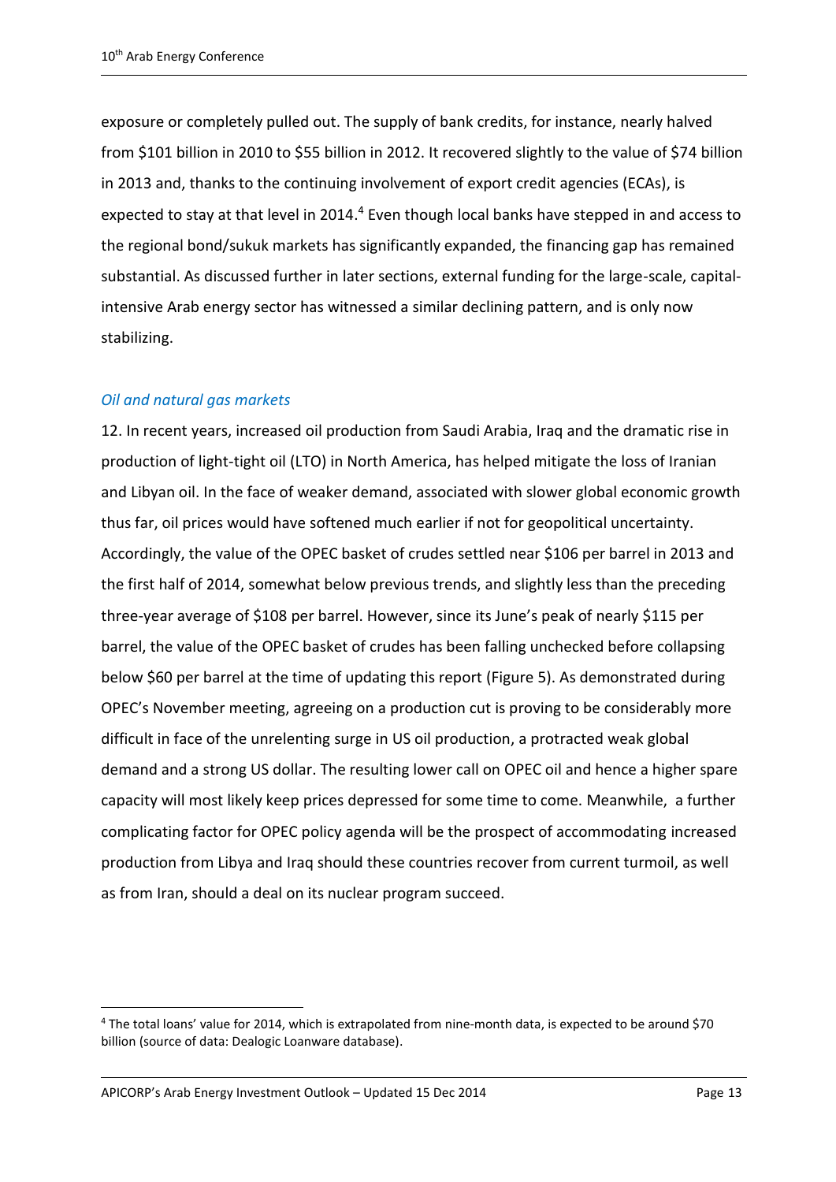exposure or completely pulled out. The supply of bank credits, for instance, nearly halved from $101 billion in 2010 to $55 billion in 2012. It recovered slightly to the value of $74 billion in 2013 and, thanks to the continuing involvement of export credit agencies (ECAs), is expected to stay at that level in 2014.[4] Even though local banks have stepped in and access to the regional bond/sukuk markets has significantly expanded, the financing gap has remained substantial. As discussed further in later sections, external funding for the large-scale, capital-intensive Arab energy sector has witnessed a similar declining pattern, and is only now stabilizing.

### *Oil and natural gas markets*

12. In recent years, increased oil production from Saudi Arabia, Iraq and the dramatic rise in production of light-tight oil (LTO) in North America, has helped mitigate the loss of Iranian and Libyan oil. In the face of weaker demand, associated with slower global economic growth thus far, oil prices would have softened much earlier if not for geopolitical uncertainty. Accordingly, the value of the OPEC basket of crudes settled near $106 per barrel in 2013 and the first half of 2014, somewhat below previous trends, and slightly less than the preceding three-year average of $108 per barrel. However, since its June's peak of nearly $115 per barrel, the value of the OPEC basket of crudes has been falling unchecked before collapsing below $60 per barrel at the time of updating this report (Figure 5). As demonstrated during OPEC's November meeting, agreeing on a production cut is proving to be considerably more difficult in face of the unrelenting surge in US oil production, a protracted weak global demand and a strong US dollar. The resulting lower call on OPEC oil and hence a higher spare capacity will most likely keep prices depressed for some time to come. Meanwhile, a further complicating factor for OPEC policy agenda will be the prospect of accommodating increased production from Libya and Iraq should these countries recover from current turmoil, as well as from Iran, should a deal on its nuclear program succeed.

---

[4] The total loans' value for 2014, which is extrapolated from nine-month data, is expected to be around $70 billion (source of data: Dealogic Loanware database).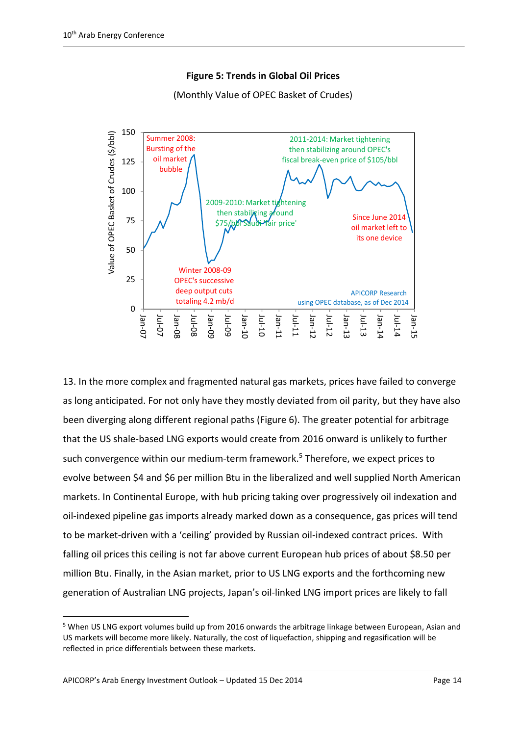**Figure 5: Trends in Global Oil Prices**

(Monthly Value of OPEC Basket of Crudes)

13. In the more complex and fragmented natural gas markets, prices have failed to converge as long anticipated. For not only have they mostly deviated from oil parity, but they have also been diverging along different regional paths (Figure 6). The greater potential for arbitrage that the US shale-based LNG exports would create from 2016 onward is unlikely to further such convergence within our medium-term framework.[5] Therefore, we expect prices to evolve between \$4 and \$6 per million Btu in the liberalized and well supplied North American markets. In Continental Europe, with hub pricing taking over progressively oil indexation and oil-indexed pipeline gas imports already marked down as a consequence, gas prices will tend to be market-driven with a 'ceiling' provided by Russian oil-indexed contract prices. With falling oil prices this ceiling is not far above current European hub prices of about \$8.50 per million Btu. Finally, in the Asian market, prior to US LNG exports and the forthcoming new generation of Australian LNG projects, Japan's oil-linked LNG import prices are likely to fall

[5] When US LNG export volumes build up from 2016 onwards the arbitrage linkage between European, Asian and US markets will become more likely. Naturally, the cost of liquefaction, shipping and regasification will be reflected in price differentials between these markets.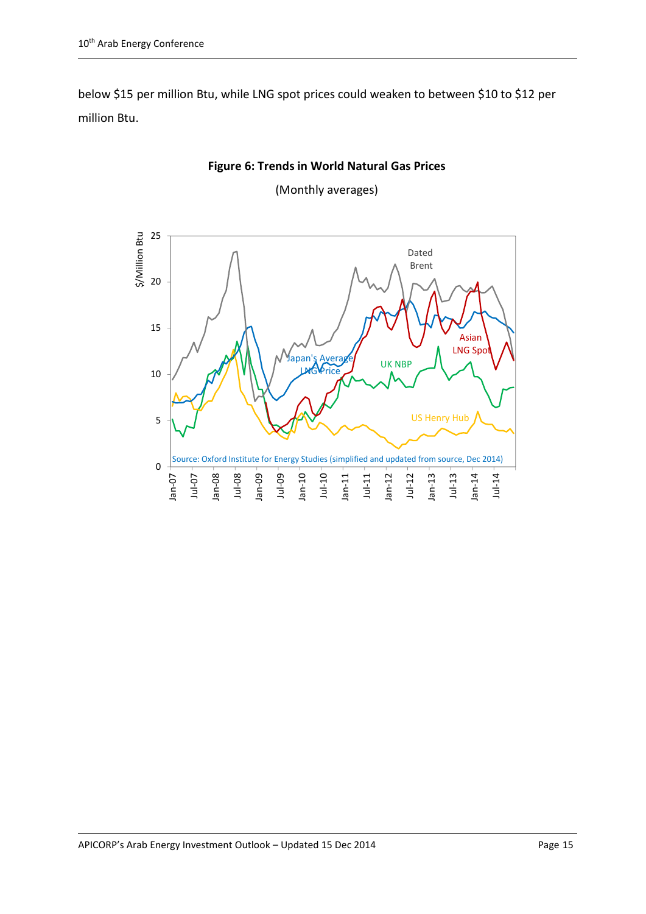below $15 per million Btu, while LNG spot prices could weaken to between $10 to $12 per million Btu.

**Figure 6: Trends in World Natural Gas Prices**

(Monthly averages)

Source: Oxford Institute for Energy Studies (simplified and updated from source, Dec 2014)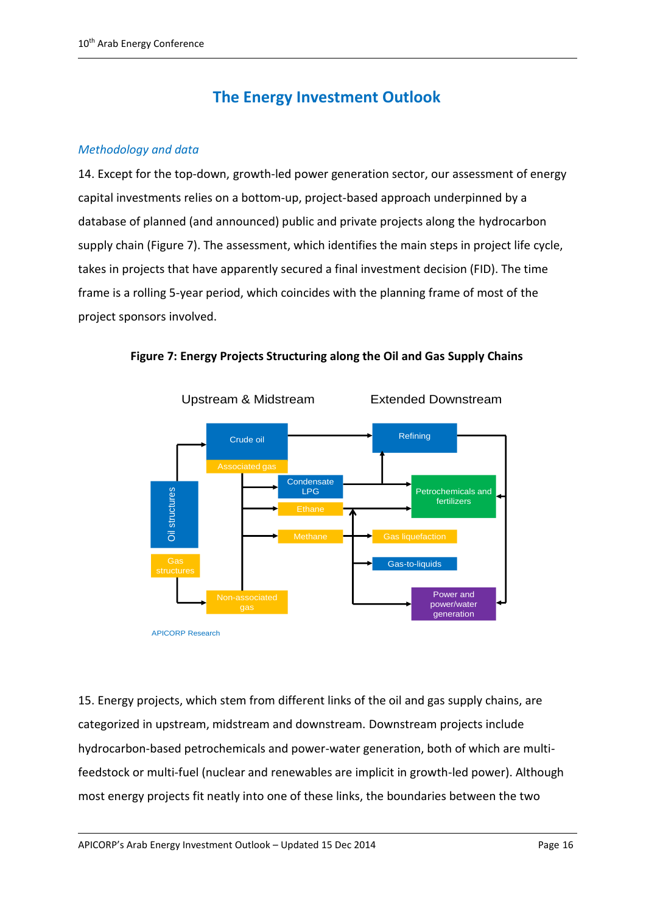# The Energy Investment Outlook

*Methodology and data*

14. Except for the top-down, growth-led power generation sector, our assessment of energy capital investments relies on a bottom-up, project-based approach underpinned by a database of planned (and announced) public and private projects along the hydrocarbon supply chain (Figure 7). The assessment, which identifies the main steps in project life cycle, takes in projects that have apparently secured a final investment decision (FID). The time frame is a rolling 5-year period, which coincides with the planning frame of most of the project sponsors involved.

**Figure 7: Energy Projects Structuring along the Oil and Gas Supply Chains**

Upstream & Midstream — Extended Downstream

Oil structures → Crude oil / Associated gas; Gas structures → Non-associated gas; Condensate LPG; Ethane; Methane; Refining; Petrochemicals and fertilizers; Gas liquefaction; Gas-to-liquids; Power and power/water generation

APICORP Research

15. Energy projects, which stem from different links of the oil and gas supply chains, are categorized in upstream, midstream and downstream. Downstream projects include hydrocarbon-based petrochemicals and power-water generation, both of which are multi-feedstock or multi-fuel (nuclear and renewables are implicit in growth-led power). Although most energy projects fit neatly into one of these links, the boundaries between the two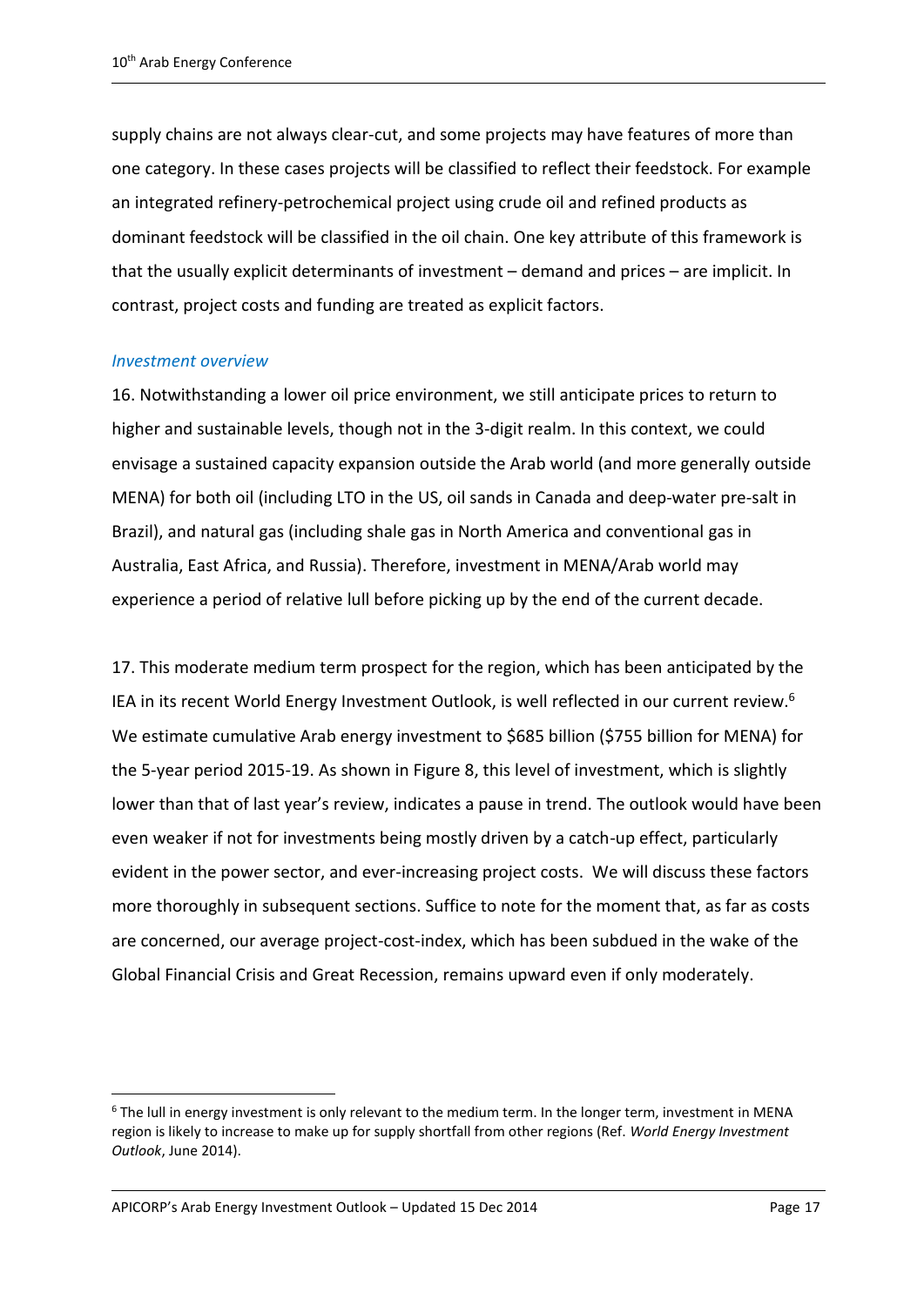supply chains are not always clear-cut, and some projects may have features of more than one category. In these cases projects will be classified to reflect their feedstock. For example an integrated refinery-petrochemical project using crude oil and refined products as dominant feedstock will be classified in the oil chain. One key attribute of this framework is that the usually explicit determinants of investment – demand and prices – are implicit. In contrast, project costs and funding are treated as explicit factors.

### *Investment overview*

16. Notwithstanding a lower oil price environment, we still anticipate prices to return to higher and sustainable levels, though not in the 3-digit realm. In this context, we could envisage a sustained capacity expansion outside the Arab world (and more generally outside MENA) for both oil (including LTO in the US, oil sands in Canada and deep-water pre-salt in Brazil), and natural gas (including shale gas in North America and conventional gas in Australia, East Africa, and Russia). Therefore, investment in MENA/Arab world may experience a period of relative lull before picking up by the end of the current decade.

17. This moderate medium term prospect for the region, which has been anticipated by the IEA in its recent World Energy Investment Outlook, is well reflected in our current review.[6] We estimate cumulative Arab energy investment to $685 billion ($755 billion for MENA) for the 5-year period 2015-19. As shown in Figure 8, this level of investment, which is slightly lower than that of last year's review, indicates a pause in trend. The outlook would have been even weaker if not for investments being mostly driven by a catch-up effect, particularly evident in the power sector, and ever-increasing project costs. We will discuss these factors more thoroughly in subsequent sections. Suffice to note for the moment that, as far as costs are concerned, our average project-cost-index, which has been subdued in the wake of the Global Financial Crisis and Great Recession, remains upward even if only moderately.

[6] The lull in energy investment is only relevant to the medium term. In the longer term, investment in MENA region is likely to increase to make up for supply shortfall from other regions (Ref. *World Energy Investment Outlook*, June 2014).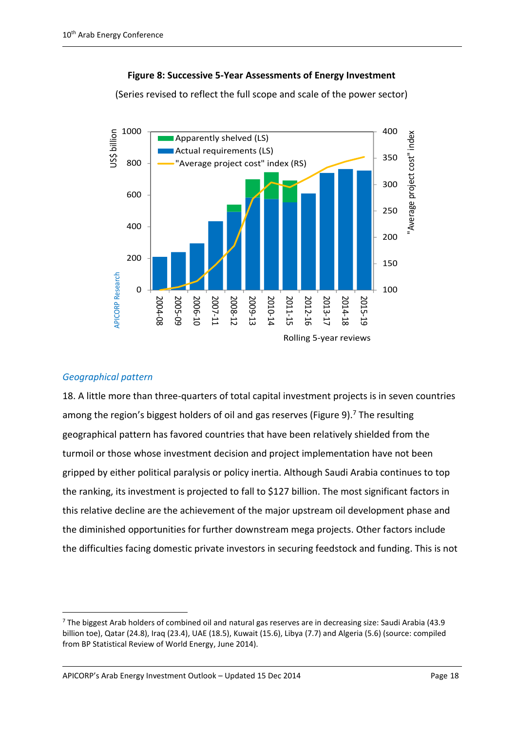**Figure 8: Successive 5-Year Assessments of Energy Investment**

(Series revised to reflect the full scope and scale of the power sector)

### *Geographical pattern*

18. A little more than three-quarters of total capital investment projects is in seven countries among the region's biggest holders of oil and gas reserves (Figure 9).[7] The resulting geographical pattern has favored countries that have been relatively shielded from the turmoil or those whose investment decision and project implementation have not been gripped by either political paralysis or policy inertia. Although Saudi Arabia continues to top the ranking, its investment is projected to fall to $127 billion. The most significant factors in this relative decline are the achievement of the major upstream oil development phase and the diminished opportunities for further downstream mega projects. Other factors include the difficulties facing domestic private investors in securing feedstock and funding. This is not

[7] The biggest Arab holders of combined oil and natural gas reserves are in decreasing size: Saudi Arabia (43.9 billion toe), Qatar (24.8), Iraq (23.4), UAE (18.5), Kuwait (15.6), Libya (7.7) and Algeria (5.6) (source: compiled from BP Statistical Review of World Energy, June 2014).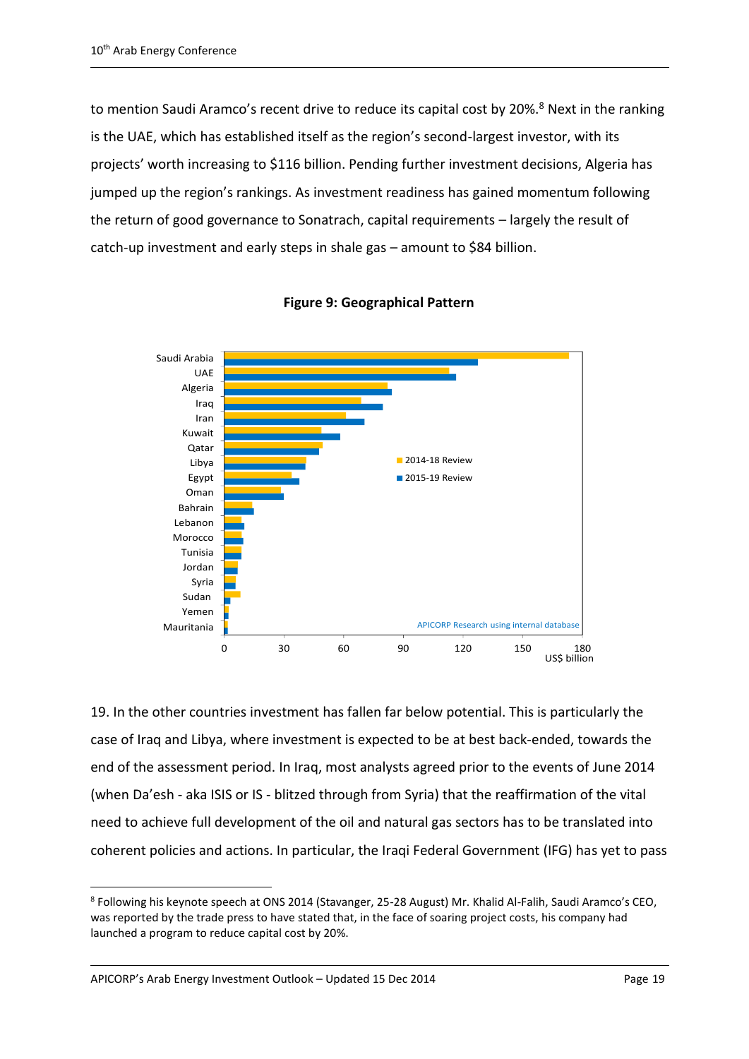to mention Saudi Aramco's recent drive to reduce its capital cost by 20%.[8] Next in the ranking is the UAE, which has established itself as the region's second-largest investor, with its projects' worth increasing to $116 billion. Pending further investment decisions, Algeria has jumped up the region's rankings. As investment readiness has gained momentum following the return of good governance to Sonatrach, capital requirements – largely the result of catch-up investment and early steps in shale gas – amount to $84 billion.

**Figure 9: Geographical Pattern**

Saudi Arabia
UAE
Algeria
Iraq
Iran
Kuwait
Qatar
Libya
Egypt
Oman
Bahrain
Lebanon
Morocco
Tunisia
Jordan
Syria
Sudan
Yemen
Mauritania

2014-18 Review
2015-19 Review

APICORP Research using internal database

0 30 60 90 120 150 180
US$ billion

19. In the other countries investment has fallen far below potential. This is particularly the case of Iraq and Libya, where investment is expected to be at best back-ended, towards the end of the assessment period. In Iraq, most analysts agreed prior to the events of June 2014 (when Da'esh - aka ISIS or IS - blitzed through from Syria) that the reaffirmation of the vital need to achieve full development of the oil and natural gas sectors has to be translated into coherent policies and actions. In particular, the Iraqi Federal Government (IFG) has yet to pass

[8] Following his keynote speech at ONS 2014 (Stavanger, 25-28 August) Mr. Khalid Al-Falih, Saudi Aramco's CEO, was reported by the trade press to have stated that, in the face of soaring project costs, his company had launched a program to reduce capital cost by 20%.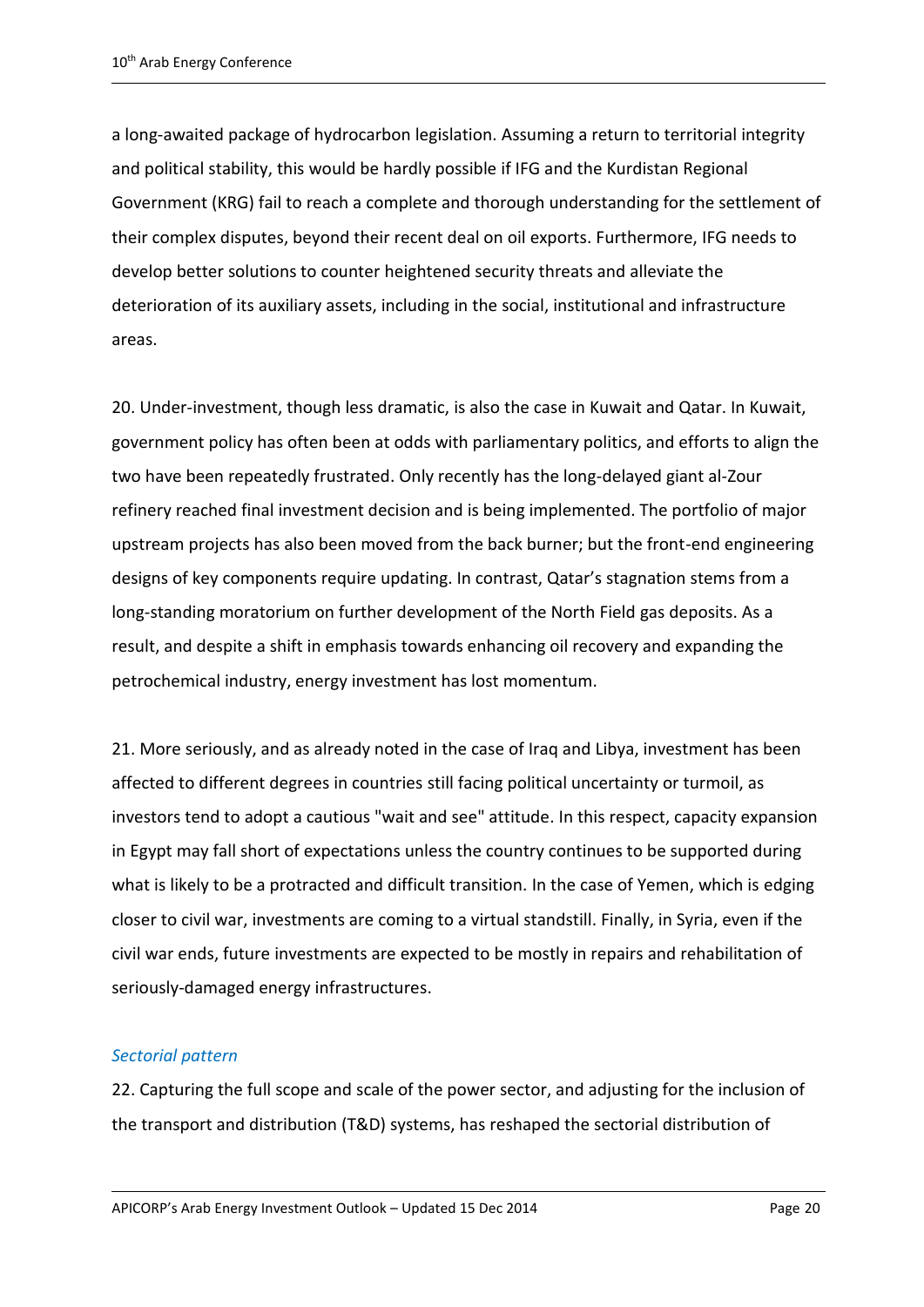a long-awaited package of hydrocarbon legislation. Assuming a return to territorial integrity and political stability, this would be hardly possible if IFG and the Kurdistan Regional Government (KRG) fail to reach a complete and thorough understanding for the settlement of their complex disputes, beyond their recent deal on oil exports. Furthermore, IFG needs to develop better solutions to counter heightened security threats and alleviate the deterioration of its auxiliary assets, including in the social, institutional and infrastructure areas.

20. Under-investment, though less dramatic, is also the case in Kuwait and Qatar. In Kuwait, government policy has often been at odds with parliamentary politics, and efforts to align the two have been repeatedly frustrated. Only recently has the long-delayed giant al-Zour refinery reached final investment decision and is being implemented. The portfolio of major upstream projects has also been moved from the back burner; but the front-end engineering designs of key components require updating. In contrast, Qatar's stagnation stems from a long-standing moratorium on further development of the North Field gas deposits. As a result, and despite a shift in emphasis towards enhancing oil recovery and expanding the petrochemical industry, energy investment has lost momentum.

21. More seriously, and as already noted in the case of Iraq and Libya, investment has been affected to different degrees in countries still facing political uncertainty or turmoil, as investors tend to adopt a cautious "wait and see" attitude. In this respect, capacity expansion in Egypt may fall short of expectations unless the country continues to be supported during what is likely to be a protracted and difficult transition. In the case of Yemen, which is edging closer to civil war, investments are coming to a virtual standstill. Finally, in Syria, even if the civil war ends, future investments are expected to be mostly in repairs and rehabilitation of seriously-damaged energy infrastructures.

### *Sectorial pattern*

22. Capturing the full scope and scale of the power sector, and adjusting for the inclusion of the transport and distribution (T&D) systems, has reshaped the sectorial distribution of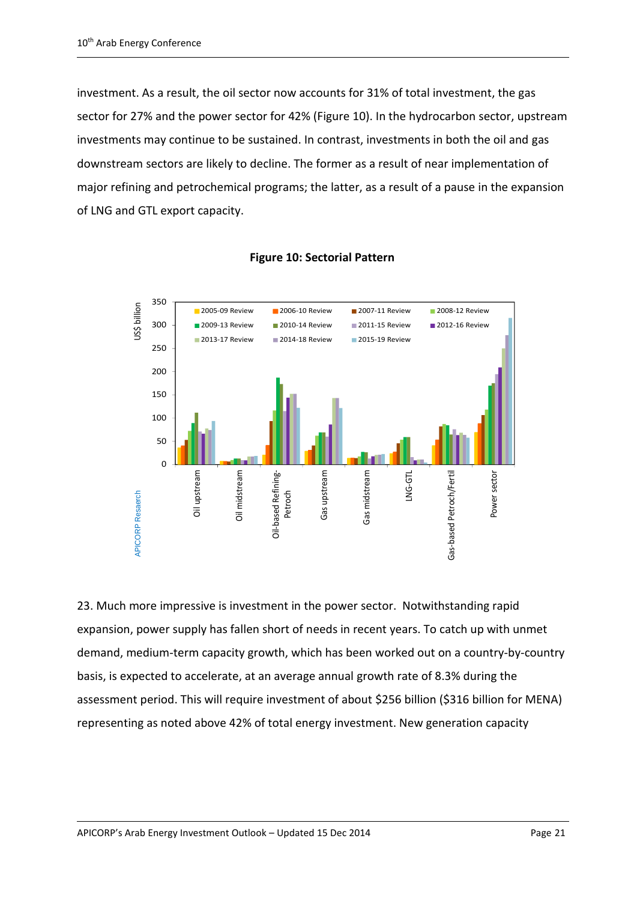investment. As a result, the oil sector now accounts for 31% of total investment, the gas sector for 27% and the power sector for 42% (Figure 10). In the hydrocarbon sector, upstream investments may continue to be sustained. In contrast, investments in both the oil and gas downstream sectors are likely to decline. The former as a result of near implementation of major refining and petrochemical programs; the latter, as a result of a pause in the expansion of LNG and GTL export capacity.

**Figure 10: Sectorial Pattern**

23. Much more impressive is investment in the power sector. Notwithstanding rapid expansion, power supply has fallen short of needs in recent years. To catch up with unmet demand, medium-term capacity growth, which has been worked out on a country-by-country basis, is expected to accelerate, at an average annual growth rate of 8.3% during the assessment period. This will require investment of about $256 billion ($316 billion for MENA) representing as noted above 42% of total energy investment. New generation capacity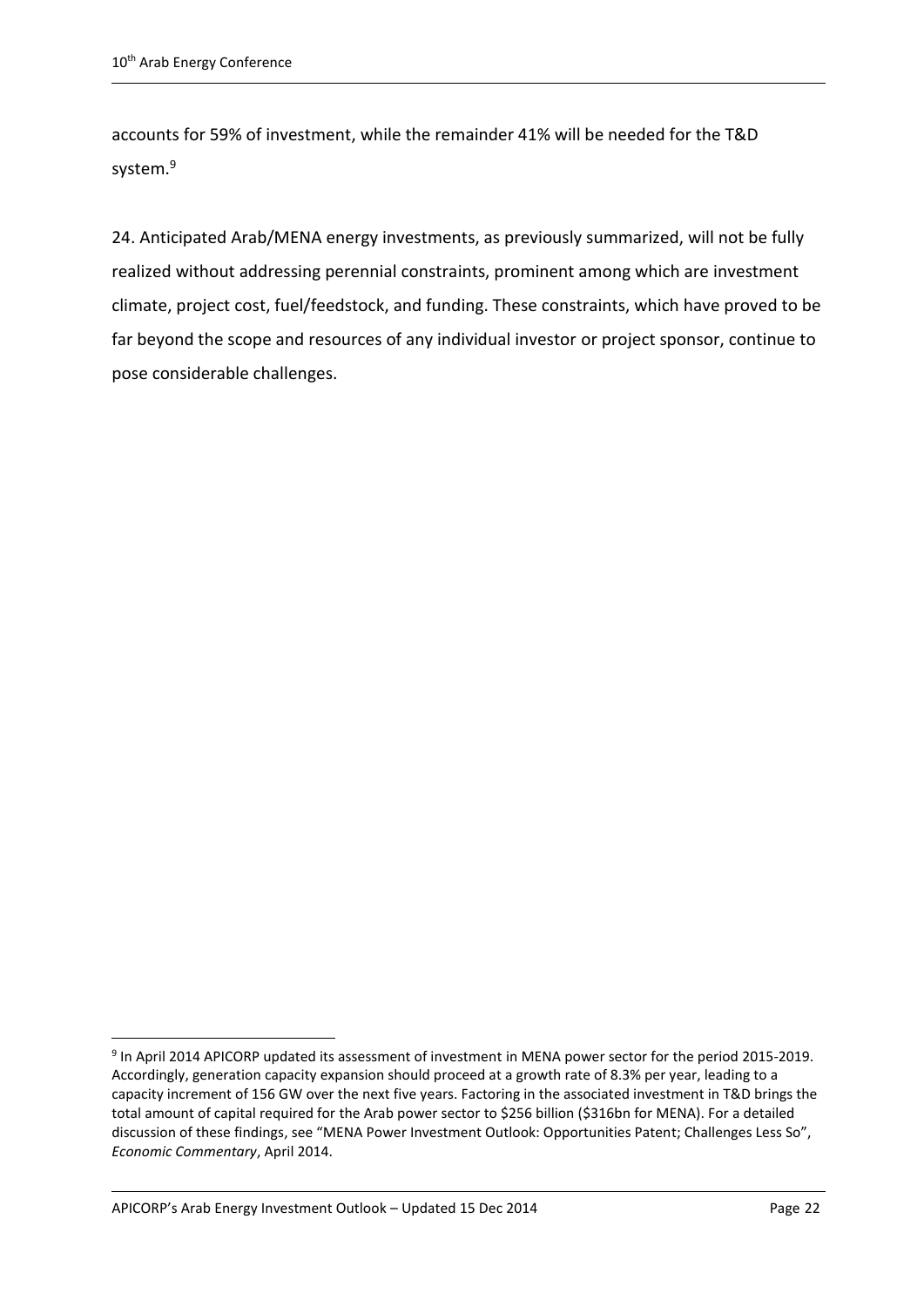accounts for 59% of investment, while the remainder 41% will be needed for the T&D system.[9]

24. Anticipated Arab/MENA energy investments, as previously summarized, will not be fully realized without addressing perennial constraints, prominent among which are investment climate, project cost, fuel/feedstock, and funding. These constraints, which have proved to be far beyond the scope and resources of any individual investor or project sponsor, continue to pose considerable challenges.

[9] In April 2014 APICORP updated its assessment of investment in MENA power sector for the period 2015-2019. Accordingly, generation capacity expansion should proceed at a growth rate of 8.3% per year, leading to a capacity increment of 156 GW over the next five years. Factoring in the associated investment in T&D brings the total amount of capital required for the Arab power sector to $256 billion ($316bn for MENA). For a detailed discussion of these findings, see "MENA Power Investment Outlook: Opportunities Patent; Challenges Less So", *Economic Commentary*, April 2014.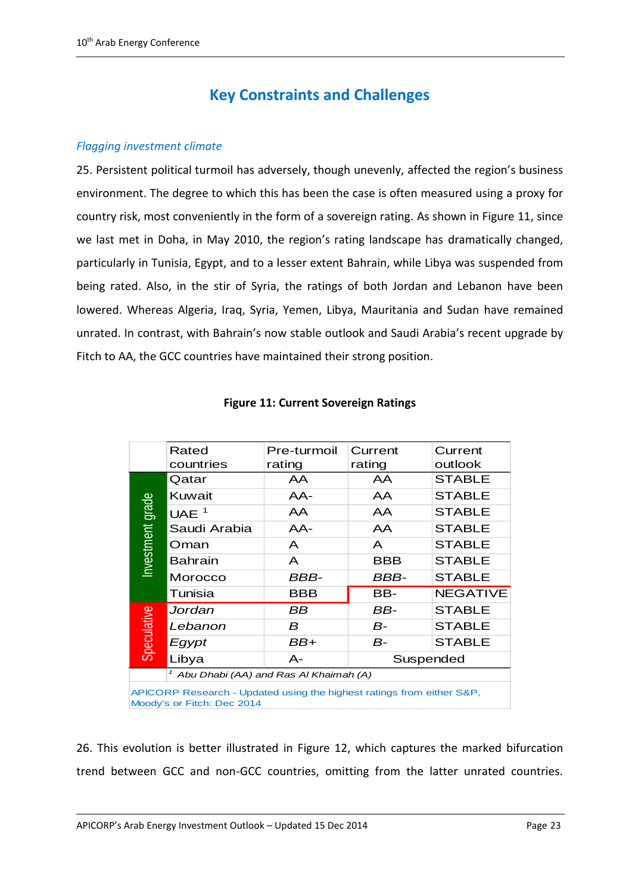## Key Constraints and Challenges

*Flagging investment climate*

25. Persistent political turmoil has adversely, though unevenly, affected the region's business environment. The degree to which this has been the case is often measured using a proxy for country risk, most conveniently in the form of a sovereign rating. As shown in Figure 11, since we last met in Doha, in May 2010, the region's rating landscape has dramatically changed, particularly in Tunisia, Egypt, and to a lesser extent Bahrain, while Libya was suspended from being rated. Also, in the stir of Syria, the ratings of both Jordan and Lebanon have been lowered. Whereas Algeria, Iraq, Syria, Yemen, Libya, Mauritania and Sudan have remained unrated. In contrast, with Bahrain's now stable outlook and Saudi Arabia's recent upgrade by Fitch to AA, the GCC countries have maintained their strong position.

**Figure 11: Current Sovereign Ratings**

| | Rated countries | Pre-turmoil rating | Current rating | Current outlook |
|---|---|---|---|---|
| Investment grade | Qatar | AA | AA | STABLE |
| | Kuwait | AA- | AA | STABLE |
| | UAE [1] | AA | AA | STABLE |
| | Saudi Arabia | AA- | AA | STABLE |
| | Oman | A | A | STABLE |
| | Bahrain | A | BBB | STABLE |
| | Morocco | *BBB-* | *BBB-* | STABLE |
| | Tunisia | BBB | BB- | NEGATIVE |
| Speculative | *Jordan* | *BB* | *BB-* | STABLE |
| | *Lebanon* | *B* | *B-* | STABLE |
| | *Egypt* | *BB+* | *B-* | STABLE |
| | Libya | A- | Suspended | |

[1] *Abu Dhabi (AA) and Ras Al Khaimah (A)*

APICORP Research - Updated using the highest ratings from either S&P, Moody's or Fitch: Dec 2014

26. This evolution is better illustrated in Figure 12, which captures the marked bifurcation trend between GCC and non-GCC countries, omitting from the latter unrated countries.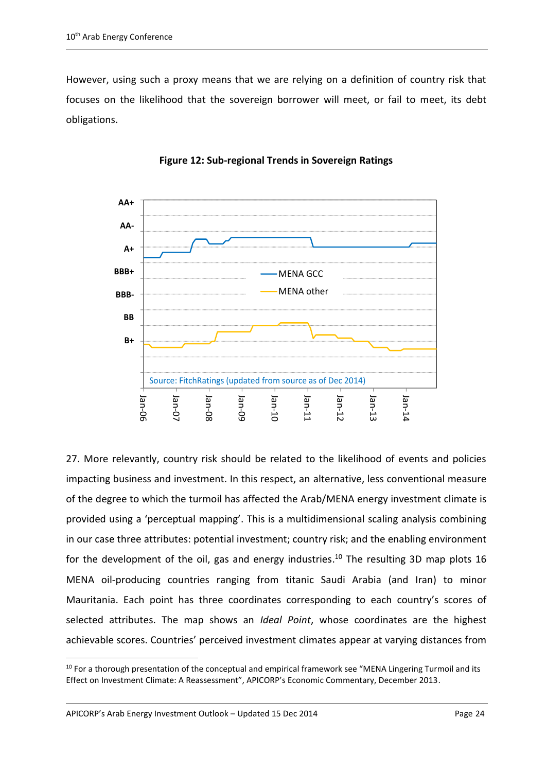However, using such a proxy means that we are relying on a definition of country risk that focuses on the likelihood that the sovereign borrower will meet, or fail to meet, its debt obligations.

**Figure 12: Sub-regional Trends in Sovereign Ratings**

Source: FitchRatings (updated from source as of Dec 2014)

27. More relevantly, country risk should be related to the likelihood of events and policies impacting business and investment. In this respect, an alternative, less conventional measure of the degree to which the turmoil has affected the Arab/MENA energy investment climate is provided using a 'perceptual mapping'. This is a multidimensional scaling analysis combining in our case three attributes: potential investment; country risk; and the enabling environment for the development of the oil, gas and energy industries.[10] The resulting 3D map plots 16 MENA oil-producing countries ranging from titanic Saudi Arabia (and Iran) to minor Mauritania. Each point has three coordinates corresponding to each country's scores of selected attributes. The map shows an *Ideal Point*, whose coordinates are the highest achievable scores. Countries' perceived investment climates appear at varying distances from

[10] For a thorough presentation of the conceptual and empirical framework see "MENA Lingering Turmoil and its Effect on Investment Climate: A Reassessment", APICORP's Economic Commentary, December 2013.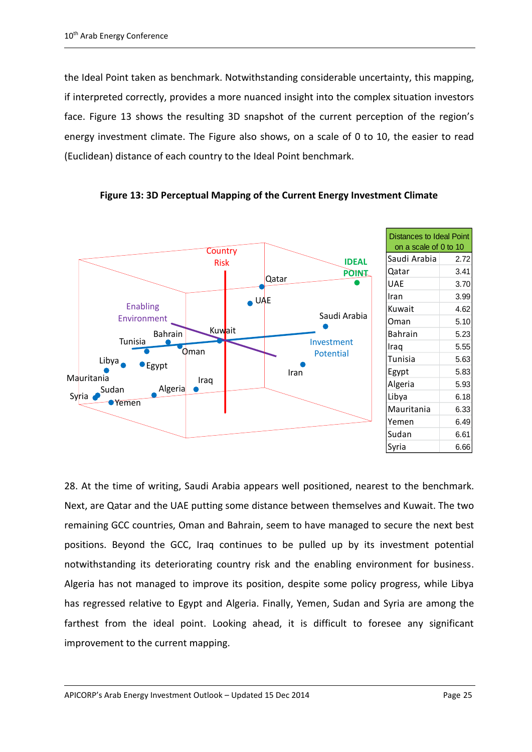the Ideal Point taken as benchmark. Notwithstanding considerable uncertainty, this mapping, if interpreted correctly, provides a more nuanced insight into the complex situation investors face. Figure 13 shows the resulting 3D snapshot of the current perception of the region's energy investment climate. The Figure also shows, on a scale of 0 to 10, the easier to read (Euclidean) distance of each country to the Ideal Point benchmark.

**Figure 13: 3D Perceptual Mapping of the Current Energy Investment Climate**

| Distances to Ideal Point on a scale of 0 to 10 | |
|---|---|
| Saudi Arabia | 2.72 |
| Qatar | 3.41 |
| UAE | 3.70 |
| Iran | 3.99 |
| Kuwait | 4.62 |
| Oman | 5.10 |
| Bahrain | 5.23 |
| Iraq | 5.55 |
| Tunisia | 5.63 |
| Egypt | 5.83 |
| Algeria | 5.93 |
| Libya | 6.18 |
| Mauritania | 6.33 |
| Yemen | 6.49 |
| Sudan | 6.61 |
| Syria | 6.66 |

28. At the time of writing, Saudi Arabia appears well positioned, nearest to the benchmark. Next, are Qatar and the UAE putting some distance between themselves and Kuwait. The two remaining GCC countries, Oman and Bahrain, seem to have managed to secure the next best positions. Beyond the GCC, Iraq continues to be pulled up by its investment potential notwithstanding its deteriorating country risk and the enabling environment for business. Algeria has not managed to improve its position, despite some policy progress, while Libya has regressed relative to Egypt and Algeria. Finally, Yemen, Sudan and Syria are among the farthest from the ideal point. Looking ahead, it is difficult to foresee any significant improvement to the current mapping.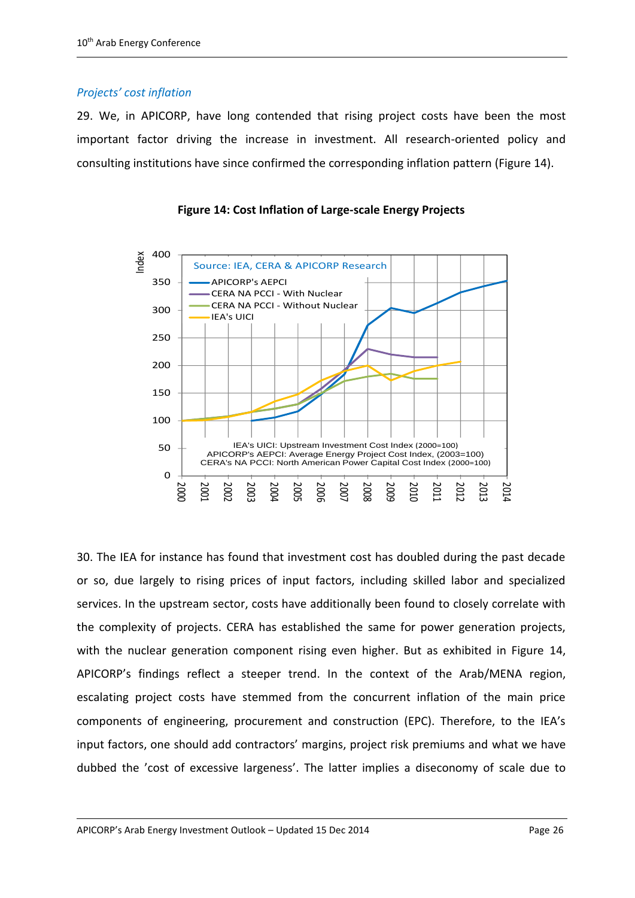*Projects' cost inflation*

29. We, in APICORP, have long contended that rising project costs have been the most important factor driving the increase in investment. All research-oriented policy and consulting institutions have since confirmed the corresponding inflation pattern (Figure 14).

**Figure 14: Cost Inflation of Large-scale Energy Projects**

30. The IEA for instance has found that investment cost has doubled during the past decade or so, due largely to rising prices of input factors, including skilled labor and specialized services. In the upstream sector, costs have additionally been found to closely correlate with the complexity of projects. CERA has established the same for power generation projects, with the nuclear generation component rising even higher. But as exhibited in Figure 14, APICORP's findings reflect a steeper trend. In the context of the Arab/MENA region, escalating project costs have stemmed from the concurrent inflation of the main price components of engineering, procurement and construction (EPC). Therefore, to the IEA's input factors, one should add contractors' margins, project risk premiums and what we have dubbed the 'cost of excessive largeness'. The latter implies a diseconomy of scale due to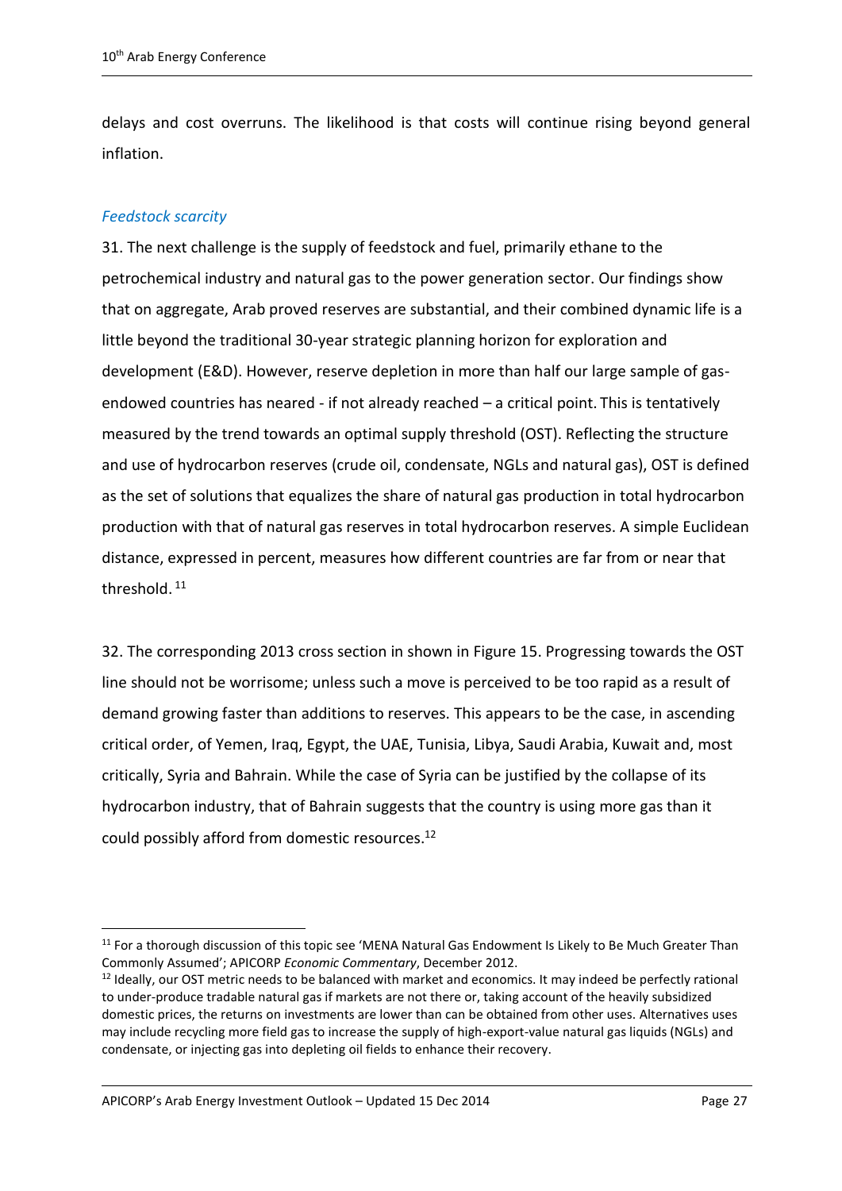delays and cost overruns. The likelihood is that costs will continue rising beyond general inflation.

### *Feedstock scarcity*

31. The next challenge is the supply of feedstock and fuel, primarily ethane to the petrochemical industry and natural gas to the power generation sector. Our findings show that on aggregate, Arab proved reserves are substantial, and their combined dynamic life is a little beyond the traditional 30-year strategic planning horizon for exploration and development (E&D). However, reserve depletion in more than half our large sample of gas-endowed countries has neared - if not already reached – a critical point. This is tentatively measured by the trend towards an optimal supply threshold (OST). Reflecting the structure and use of hydrocarbon reserves (crude oil, condensate, NGLs and natural gas), OST is defined as the set of solutions that equalizes the share of natural gas production in total hydrocarbon production with that of natural gas reserves in total hydrocarbon reserves. A simple Euclidean distance, expressed in percent, measures how different countries are far from or near that threshold.[11]

32. The corresponding 2013 cross section in shown in Figure 15. Progressing towards the OST line should not be worrisome; unless such a move is perceived to be too rapid as a result of demand growing faster than additions to reserves. This appears to be the case, in ascending critical order, of Yemen, Iraq, Egypt, the UAE, Tunisia, Libya, Saudi Arabia, Kuwait and, most critically, Syria and Bahrain. While the case of Syria can be justified by the collapse of its hydrocarbon industry, that of Bahrain suggests that the country is using more gas than it could possibly afford from domestic resources.[12]

---

[11] For a thorough discussion of this topic see 'MENA Natural Gas Endowment Is Likely to Be Much Greater Than Commonly Assumed'; APICORP *Economic Commentary*, December 2012.

[12] Ideally, our OST metric needs to be balanced with market and economics. It may indeed be perfectly rational to under-produce tradable natural gas if markets are not there or, taking account of the heavily subsidized domestic prices, the returns on investments are lower than can be obtained from other uses. Alternatives uses may include recycling more field gas to increase the supply of high-export-value natural gas liquids (NGLs) and condensate, or injecting gas into depleting oil fields to enhance their recovery.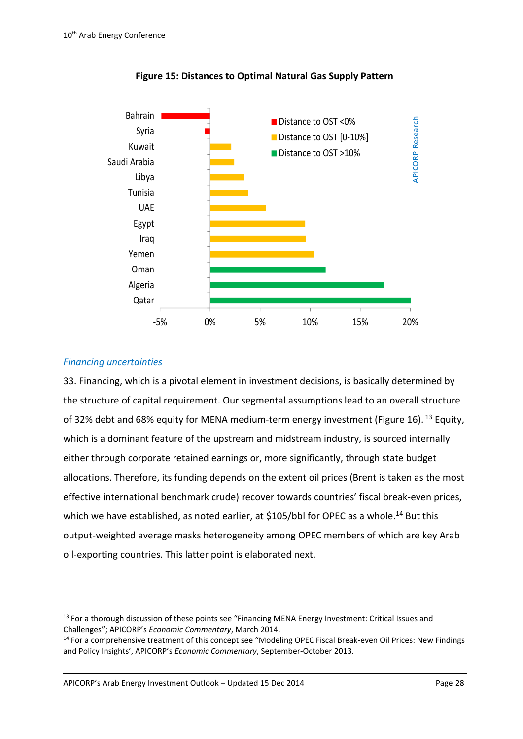**Figure 15: Distances to Optimal Natural Gas Supply Pattern**

*Financing uncertainties*

33. Financing, which is a pivotal element in investment decisions, is basically determined by the structure of capital requirement. Our segmental assumptions lead to an overall structure of 32% debt and 68% equity for MENA medium-term energy investment (Figure 16). [13] Equity, which is a dominant feature of the upstream and midstream industry, is sourced internally either through corporate retained earnings or, more significantly, through state budget allocations. Therefore, its funding depends on the extent oil prices (Brent is taken as the most effective international benchmark crude) recover towards countries' fiscal break-even prices, which we have established, as noted earlier, at $105/bbl for OPEC as a whole.[14] But this output-weighted average masks heterogeneity among OPEC members of which are key Arab oil-exporting countries. This latter point is elaborated next.

[13] For a thorough discussion of these points see "Financing MENA Energy Investment: Critical Issues and Challenges"; APICORP's *Economic Commentary*, March 2014.

[14] For a comprehensive treatment of this concept see "Modeling OPEC Fiscal Break-even Oil Prices: New Findings and Policy Insights', APICORP's *Economic Commentary*, September-October 2013.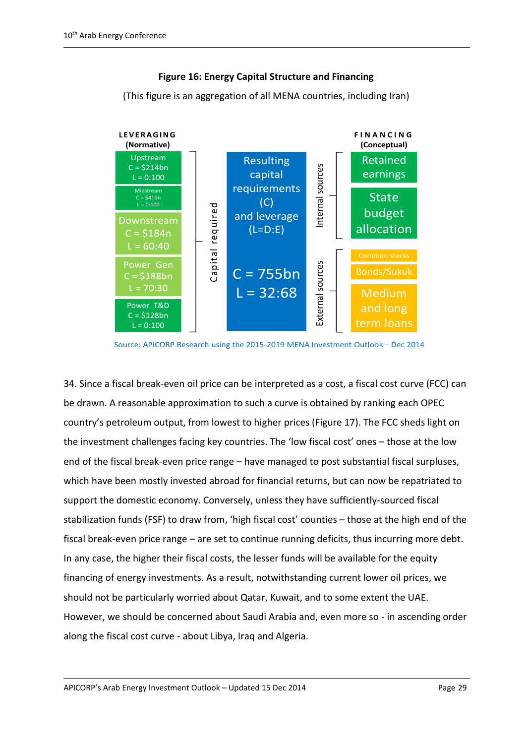**Figure 16: Energy Capital Structure and Financing**

(This figure is an aggregation of all MENA countries, including Iran)

**LEVERAGING (Normative)**

- Upstream C = $214bn L = 0:100
- Midstream C = $41bn L = 0:100
- Downstream C = $184n L = 60:40
- Power Gen C = $188bn L = 70:30
- Power T&D C = $128bn L = 0:100

Capital required

Resulting capital requirements (C) and leverage (L=D:E)

C = 755bn
L = 32:68

**FINANCING (Conceptual)**

Internal sources:
- Retained earnings
- State budget allocation

External sources:
- Common stocks
- Bonds/Sukuk
- Medium and long term loans

Source: APICORP Research using the 2015-2019 MENA Investment Outlook – Dec 2014

34. Since a fiscal break-even oil price can be interpreted as a cost, a fiscal cost curve (FCC) can be drawn. A reasonable approximation to such a curve is obtained by ranking each OPEC country's petroleum output, from lowest to higher prices (Figure 17). The FCC sheds light on the investment challenges facing key countries. The 'low fiscal cost' ones – those at the low end of the fiscal break-even price range – have managed to post substantial fiscal surpluses, which have been mostly invested abroad for financial returns, but can now be repatriated to support the domestic economy. Conversely, unless they have sufficiently-sourced fiscal stabilization funds (FSF) to draw from, 'high fiscal cost' counties – those at the high end of the fiscal break-even price range – are set to continue running deficits, thus incurring more debt. In any case, the higher their fiscal costs, the lesser funds will be available for the equity financing of energy investments. As a result, notwithstanding current lower oil prices, we should not be particularly worried about Qatar, Kuwait, and to some extent the UAE. However, we should be concerned about Saudi Arabia and, even more so - in ascending order along the fiscal cost curve - about Libya, Iraq and Algeria.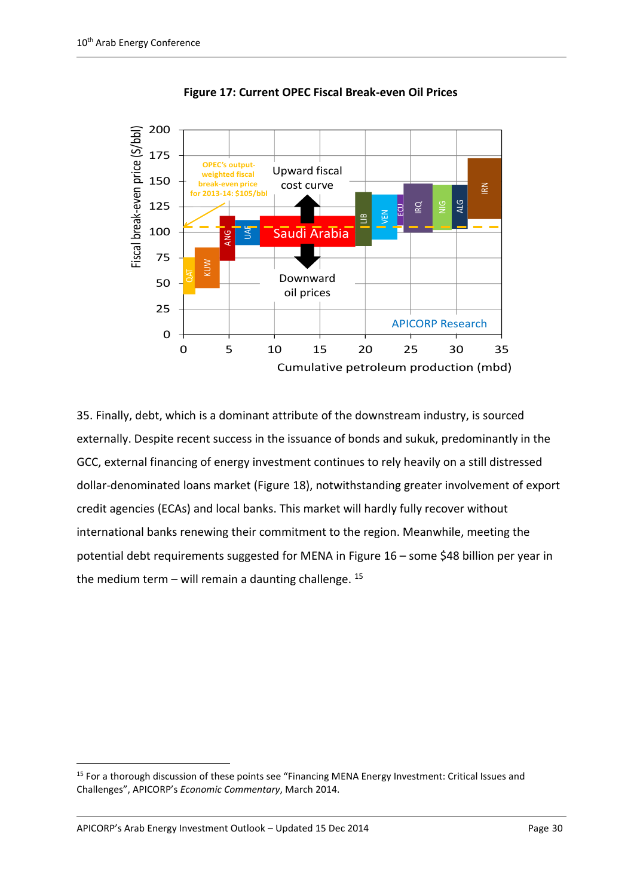**Figure 17: Current OPEC Fiscal Break-even Oil Prices**

35. Finally, debt, which is a dominant attribute of the downstream industry, is sourced externally. Despite recent success in the issuance of bonds and sukuk, predominantly in the GCC, external financing of energy investment continues to rely heavily on a still distressed dollar-denominated loans market (Figure 18), notwithstanding greater involvement of export credit agencies (ECAs) and local banks. This market will hardly fully recover without international banks renewing their commitment to the region. Meanwhile, meeting the potential debt requirements suggested for MENA in Figure 16 – some $48 billion per year in the medium term – will remain a daunting challenge. [15]

---

[15] For a thorough discussion of these points see "Financing MENA Energy Investment: Critical Issues and Challenges", APICORP's *Economic Commentary*, March 2014.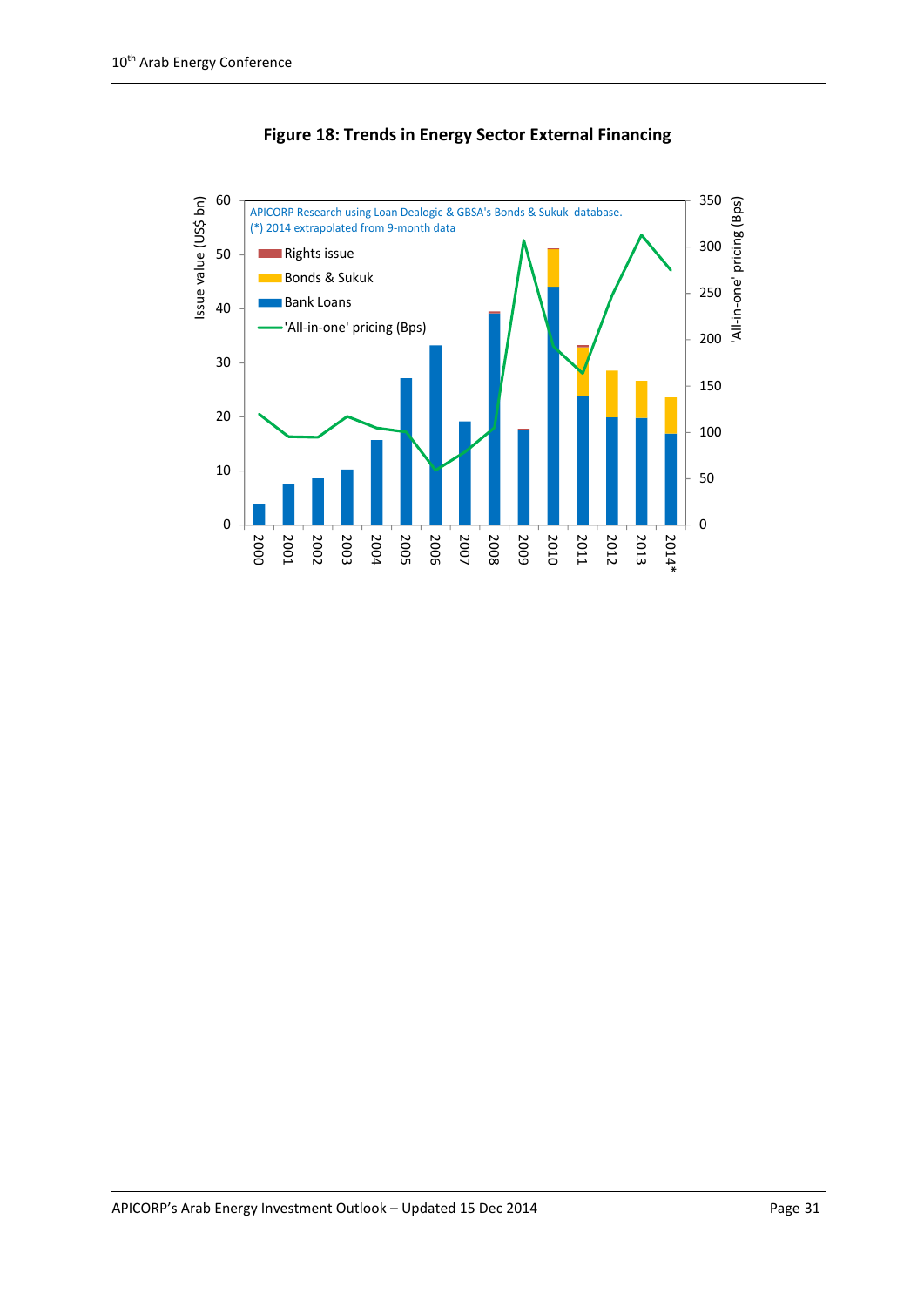**Figure 18: Trends in Energy Sector External Financing**

APICORP Research using Loan Dealogic & GBSA's Bonds & Sukuk database.
(*) 2014 extrapolated from 9-month data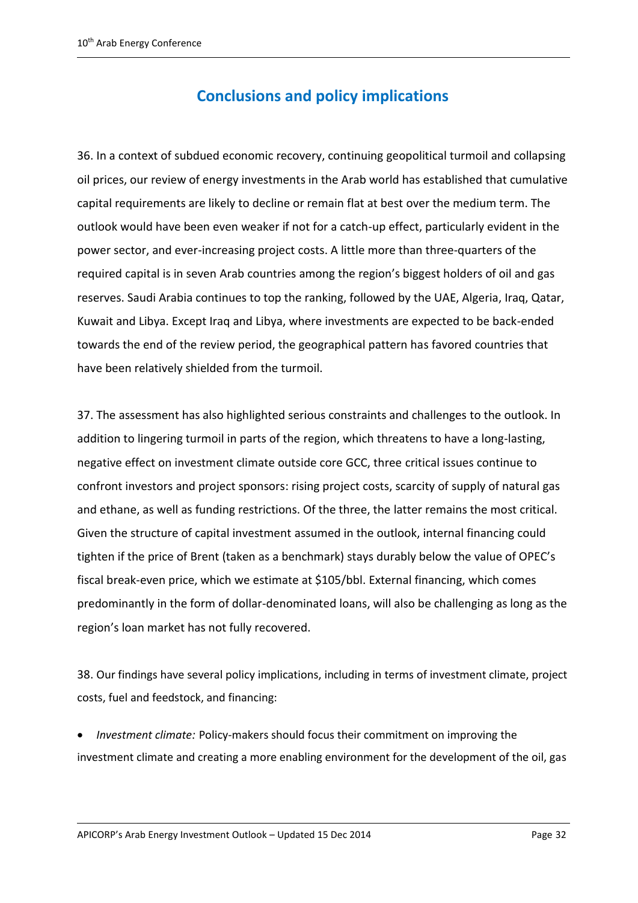## Conclusions and policy implications

36. In a context of subdued economic recovery, continuing geopolitical turmoil and collapsing oil prices, our review of energy investments in the Arab world has established that cumulative capital requirements are likely to decline or remain flat at best over the medium term. The outlook would have been even weaker if not for a catch-up effect, particularly evident in the power sector, and ever-increasing project costs. A little more than three-quarters of the required capital is in seven Arab countries among the region's biggest holders of oil and gas reserves. Saudi Arabia continues to top the ranking, followed by the UAE, Algeria, Iraq, Qatar, Kuwait and Libya. Except Iraq and Libya, where investments are expected to be back-ended towards the end of the review period, the geographical pattern has favored countries that have been relatively shielded from the turmoil.

37. The assessment has also highlighted serious constraints and challenges to the outlook. In addition to lingering turmoil in parts of the region, which threatens to have a long-lasting, negative effect on investment climate outside core GCC, three critical issues continue to confront investors and project sponsors: rising project costs, scarcity of supply of natural gas and ethane, as well as funding restrictions. Of the three, the latter remains the most critical. Given the structure of capital investment assumed in the outlook, internal financing could tighten if the price of Brent (taken as a benchmark) stays durably below the value of OPEC's fiscal break-even price, which we estimate at $105/bbl. External financing, which comes predominantly in the form of dollar-denominated loans, will also be challenging as long as the region's loan market has not fully recovered.

38. Our findings have several policy implications, including in terms of investment climate, project costs, fuel and feedstock, and financing:

- *Investment climate:* Policy-makers should focus their commitment on improving the investment climate and creating a more enabling environment for the development of the oil, gas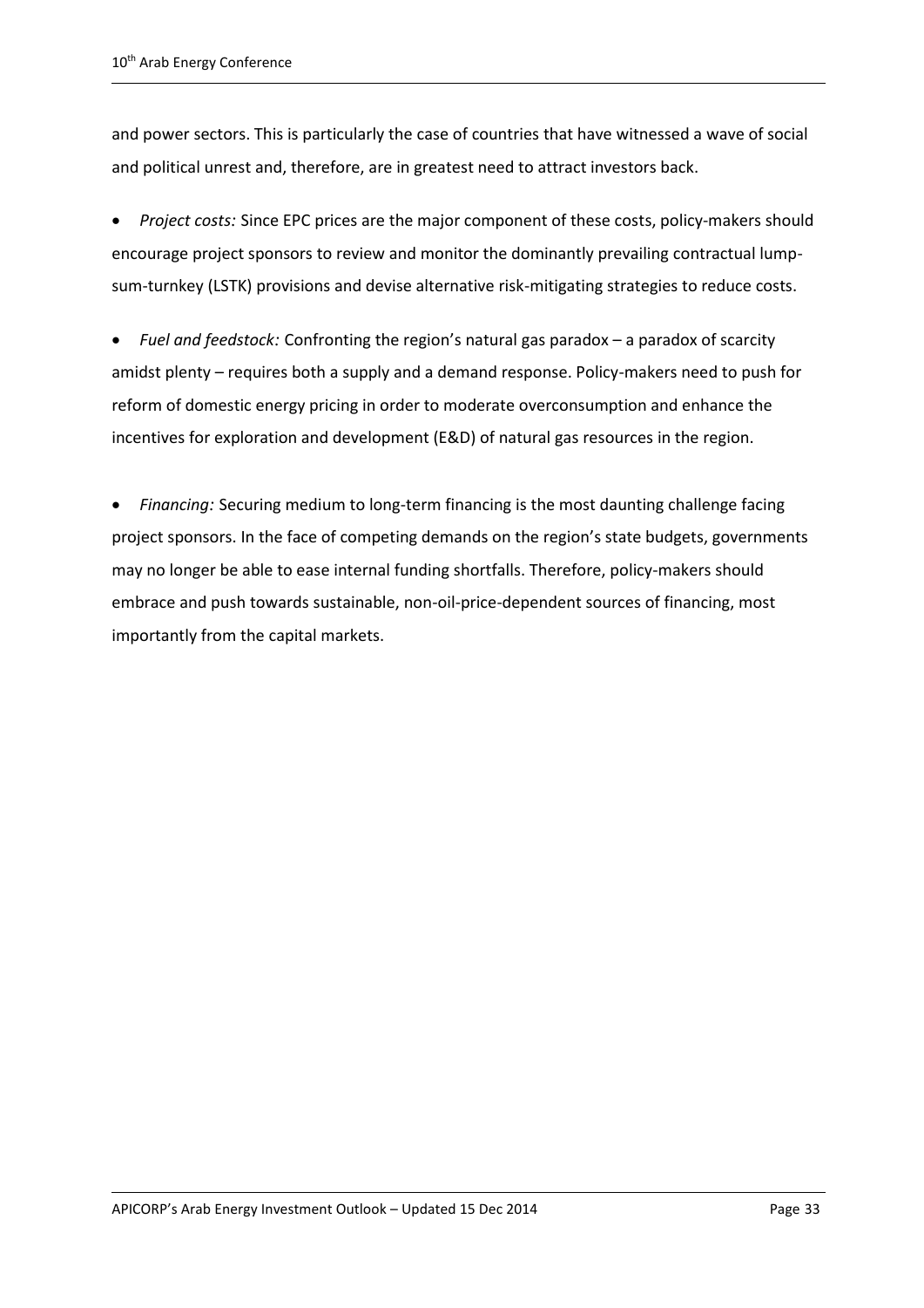and power sectors. This is particularly the case of countries that have witnessed a wave of social and political unrest and, therefore, are in greatest need to attract investors back.

- *Project costs:* Since EPC prices are the major component of these costs, policy-makers should encourage project sponsors to review and monitor the dominantly prevailing contractual lump-sum-turnkey (LSTK) provisions and devise alternative risk-mitigating strategies to reduce costs.

- *Fuel and feedstock:* Confronting the region's natural gas paradox – a paradox of scarcity amidst plenty – requires both a supply and a demand response. Policy-makers need to push for reform of domestic energy pricing in order to moderate overconsumption and enhance the incentives for exploration and development (E&D) of natural gas resources in the region.

- *Financing:* Securing medium to long-term financing is the most daunting challenge facing project sponsors. In the face of competing demands on the region's state budgets, governments may no longer be able to ease internal funding shortfalls. Therefore, policy-makers should embrace and push towards sustainable, non-oil-price-dependent sources of financing, most importantly from the capital markets.